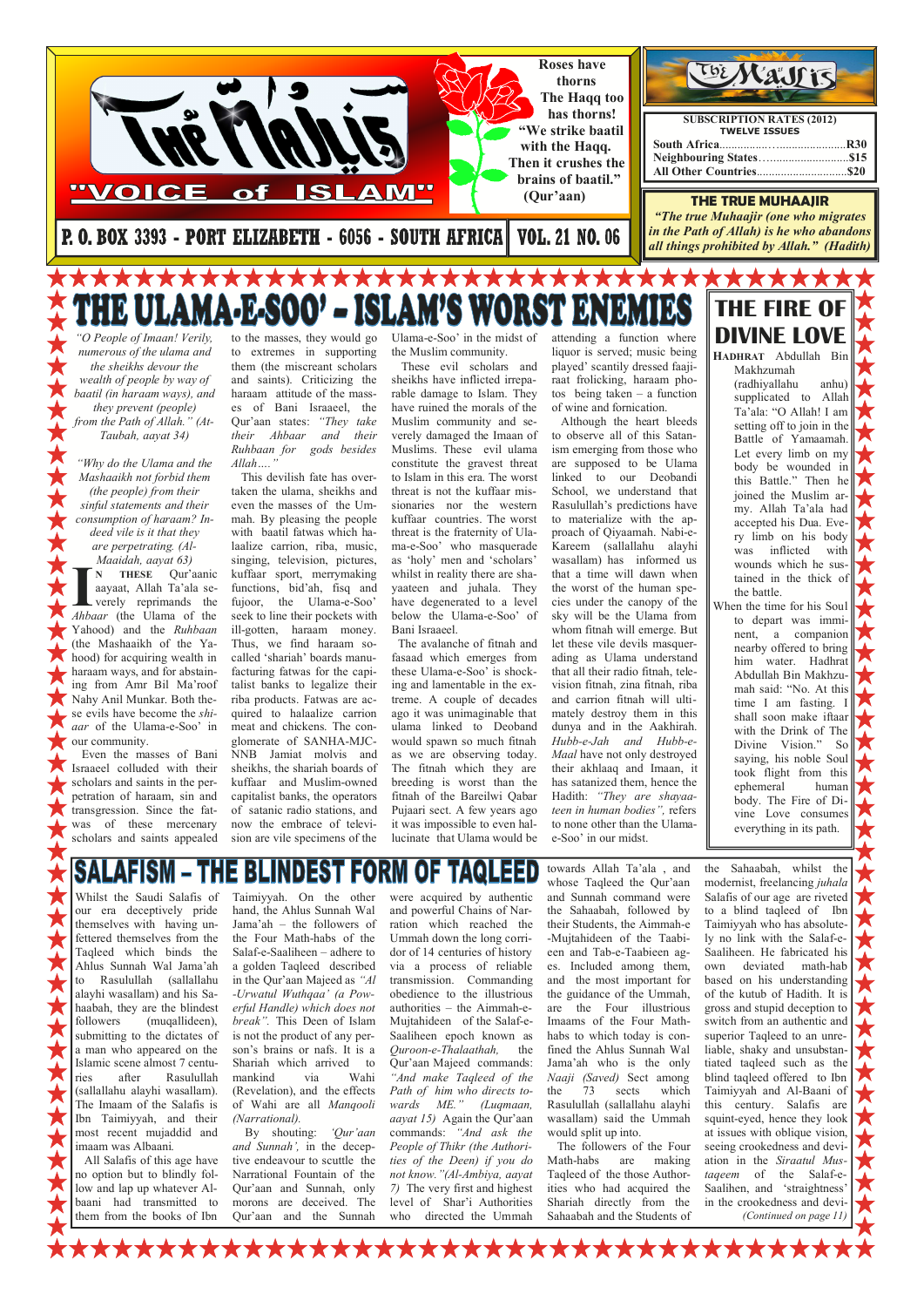# The Majlis

**"VOICE of ISLAM"**

P. O. BOX 3393 - PORT ELIZABETH - 6056 - SOUTH AFRICA | VOL. 21 NO. 06

Roses have thorns
The Haqq too has thorns!
"We strike baatil with the Haqq. Then it crushes the brains of baatil." (Qur'aan)

**SUBSCRIPTION RATES (2012)**
**TWELVE ISSUES**

| | |
|---|---|
| South Africa | R30 |
| Neighbouring States | $15 |
| All Other Countries | $20 |

**THE TRUE MUHAAJIR**

*"The true Muhaajir (one who migrates in the Path of Allah) is he who abandons all things prohibited by Allah." (Hadith)*

# THE ULAMA-E-SOO' – ISLAM'S WORST ENEMIES

*"O People of Imaan! Verily, numerous of the ulama and the sheikhs devour the wealth of people by way of baatil (in haraam ways), and they prevent (people) from the Path of Allah." (At-Taubah, aayat 34)*

*"Why do the Ulama and the Mashaaikh not forbid them (the people) from their sinful statements and their consumption of haraam? Indeed vile is it that they are perpetrating. (Al-Maaidah, aayat 63)*

**IN THESE** Qur'aanic aayaat, Allah Ta'ala severely reprimands the *Ahbaar* (the Ulama of the Yahood) and the *Ruhbaan* (the Mashaaikh of the Yahood) for acquiring wealth in haraam ways, and for abstaining from Amr Bil Ma'roof Nahy Anil Munkar. Both these evils have become the *shiaar* of the Ulama-e-Soo' of our community.

Even the masses of Bani Israaeel colluded with their scholars and saints in the perpetration of haraam, sin and transgression. Since the fatwas of these mercenary scholars and saints appealed to the masses, they would go to extremes in supporting them (the miscreant scholars and saints). Criticizing the haraam attitude of the masses of Bani Israaeel, the Qur'aan states: *"They take their Ahbaar and their Ruhbaan for gods besides Allah…."*

This devilish fate has overtaken the ulama, sheikhs and even the masses of the Ummah. By pleasing the people with baatil fatwas which halaalize carrion, riba, music, singing, television, pictures, kuffaar sport, merrymaking functions, bid'ah, fisq and fujoor, the Ulama-e-Soo' seek to line their pockets with ill-gotten, haraam money. Thus, we find haraam so-called 'shariah' boards manufacturing fatwas for the capitalist banks to legalize their riba products. Fatwas are acquired to halaalize carrion meat and chickens. The conglomerate of SANHA-MJC-NNB Jamiat molvis and sheikhs, the shariah boards of kuffaar and Muslim-owned capitalist banks, the operators of satanic radio stations, and now the embrace of television are vile specimens of the Ulama-e-Soo' in the midst of the Muslim community.

These evil scholars and sheikhs have inflicted irreparable damage to Islam. They have ruined the morals of the Muslim community and severely damaged the Imaan of Muslims. These evil ulama constitute the gravest threat to Islam in this era. The worst threat is not the kuffaar missionaries nor the western kuffaar countries. The worst threat is the fraternity of Ulama-e-Soo' who masquerade as 'holy' men and 'scholars' whilst in reality there are shayaateen and juhala. They have degenerated to a level below the Ulama-e-Soo' of Bani Israaeel.

The avalanche of fitnah and fasaad which emerges from these Ulama-e-Soo' is shocking and lamentable in the extreme. A couple of decades ago it was unimaginable that ulama linked to Deoband would spawn so much fitnah as we are observing today. The fitnah which they are breeding is worst than the fitnah of the Bareilwi Qabar Pujaari sect. A few years ago it was impossible to even hallucinate that Ulama would be attending a function where liquor is served; music being played' scantily dressed faajiraat frolicking, haraam photos being taken – a function of wine and fornication.

Although the heart bleeds to observe all of this Satanism emerging from those who are supposed to be Ulama linked to our Deobandi School, we understand that Rasulullah's predictions have to materialize with the approach of Qiyaamah. Nabi-e-Kareem (sallallahu alayhi wasallam) has informed us that a time will dawn when the worst of the human species under the canopy of the sky will be the Ulama from whom fitnah will emerge. But let these vile devils masquerading as Ulama understand that all their radio fitnah, television fitnah, zina fitnah, riba and carrion fitnah will ultimately destroy them in this dunya and in the Aakhirah. *Hubb-e-Jah* and *Hubb-e-Maal* have not only destroyed their akhlaaq and Imaan, it has satanized them, hence the Hadith: *"They are shayaateen in human bodies"*, refers to none other than the Ulama-e-Soo' in our midst.

## THE FIRE OF DIVINE LOVE

**HADHRAT** Abdullah Bin Makhzumah (radhiyallahu anhu) supplicated to Allah Ta'ala: "O Allah! I am setting off to join in the Battle of Yamaamah. Let every limb on my body be wounded in this Battle." Then he joined the Muslim army. Allah Ta'ala had accepted his Dua. Every limb on his body was inflicted with wounds which he sustained in the thick of the battle.

When the time for his Soul to depart was imminent, a companion nearby offered to bring him water. Hadhrat Abdullah Bin Makhzumah said: "No. At this time I am fasting. I shall soon make iftaar with the Drink of The Divine Vision." So saying, his noble Soul took flight from this ephemeral human body. The Fire of Divine Love consumes everything in its path.

# SALAFISM – THE BLINDEST FORM OF TAQLEED

Whilst the Saudi Salafis of our era deceptively pride themselves with having unfettered themselves from the Taqleed which binds the Ahlus Sunnah Wal Jama'ah to Rasulullah (sallallahu alayhi wasallam) and his Sahaabah, they are the blindest followers (muqallideen), submitting to the dictates of a man who appeared on the Islamic scene almost 7 centuries after Rasulullah (sallallahu alayhi wasallam). The Imaam of the Salafis is Ibn Taimiyyah, and their most recent mujaddid and imaam was Albaani.

All Salafis of this age have no option but to blindly follow and lap up whatever Albaani had transmitted to them from the books of Ibn Taimiyyah. On the other hand, the Ahlus Sunnah Wal Jama'ah – the followers of the Four Math-habs of the Salaf-e-Saaliheen – adhere to a golden Taqleed described in the Qur'aan Majeed as *"Al -Urwatul Wuthqaa' (a Powerful Handle) which does not break"*. This Deen of Islam is not the product of any person's brains or nafs. It is a Shariah which arrived to mankind via Wahi (Revelation), and the effects of Wahi are all *Manqooli (Narrational).*

By shouting: *'Qur'aan and Sunnah',* in the deceptive endeavour to scuttle the Narrational Fountain of the Qur'aan and Sunnah, only morons are deceived. The Qur'aan and the Sunnah were acquired by authentic and powerful Chains of Narration which reached the Ummah down the long corridor of 14 centuries of history via a process of reliable transmission. Commanding obedience to the illustrious authorities – the Aimmah-e-Mujtahideen of the Salaf-e-Saaliheen epoch known as *Quroon-e-Thalaathah,* the Qur'aan Majeed commands: *"And make Taqleed of the Path of him who directs towards ME." (Luqmaan, aayat 15)* Again the Qur'aan commands: *"And ask the People of Thikr (the Authorities of the Deen) if you do not know."(Al-Ambiya, aayat 7)* The very first and highest level of Shar'i Authorities who directed the Ummah towards Allah Ta'ala , and whose Taqleed the Qur'aan and Sunnah command were the Sahaabah, followed by their Students, the Aimmah-e-Mujtahideen of the Taabieen and Tab-e-Taabieen ages. Included among them, and the most important for the guidance of the Ummah, are the Four illustrious Imaams of the Four Math-habs to which today is confined the Ahlus Sunnah Wal Jama'ah who is the only *Naaji (Saved)* Sect among the 73 sects which Rasulullah (sallallahu alayhi wasallam) said the Ummah would split up into.

The followers of the Four Math-habs are making Taqleed of the those Authorities who had acquired the Shariah directly from the Sahaabah and the Students of the Sahaabah, whilst the modernist, freelancing *juhala* Salafis of our age are riveted to a blind taqleed of Ibn Taimiyyah who has absolutely no link with the Salaf-e-Saaliheen. He fabricated his own deviated math-hab based on his understanding of the kutub of Hadith. It is gross and stupid deception to switch from an authentic and superior Taqleed to an unreliable, shaky and unsubstantiated taqleed such as the blind taqleed offered to Ibn Taimiyyah and Al-Baani of this century. Salafis are squint-eyed, hence they look at issues with oblique vision, seeing crookedness and deviation in the *Siraatul Mustaqeem* of the Salaf-e-Saalihen, and 'straightness' in the crookedness and devi-

*(Continued on page 11)*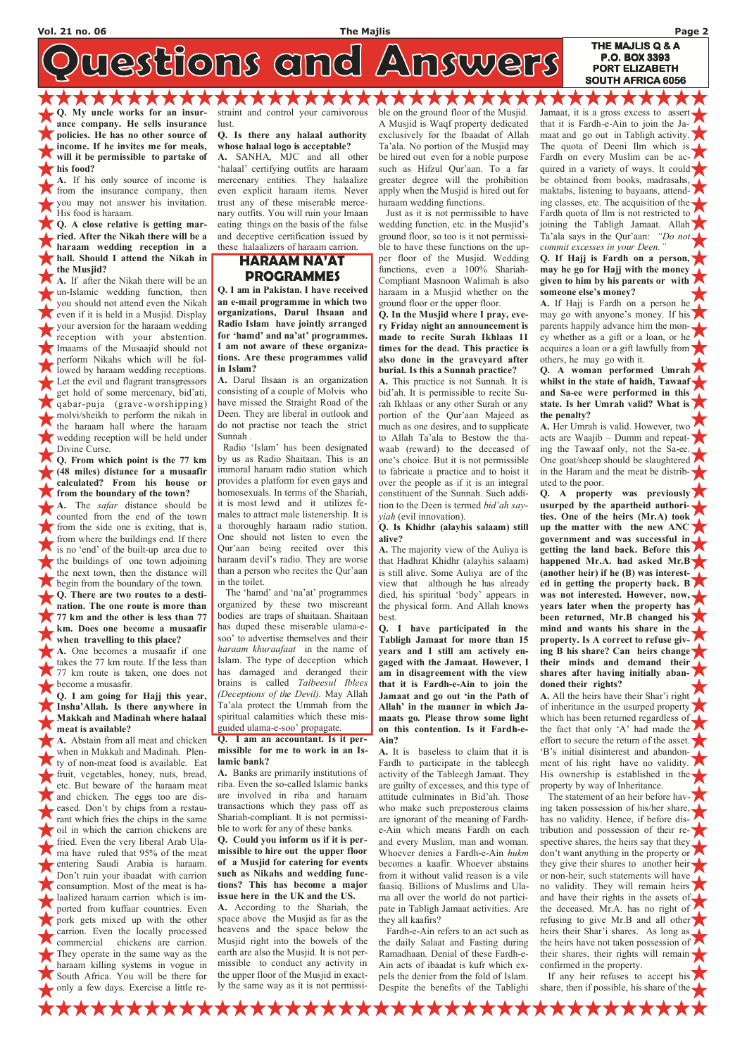# Questions and Answers

THE MAJLIS Q & A
P.O. BOX 3393
PORT ELIZABETH
SOUTH AFRICA 6056

**Q. My uncle works for an insurance company. He sells insurance policies. He has no other source of income. If he invites me for meals, will it be permissible to partake of his food?**

**A.** If his only source of income is from the insurance company, then you may not answer his invitation. His food is haraam.

**Q. A close relative is getting married. After the Nikah there will be a haraam wedding reception in a hall. Should I attend the Nikah in the Musjid?**

**A.** If after the Nikah there will be an un-Islamic wedding function, then you should not attend even the Nikah even if it is held in a Musjid. Display your aversion for the haraam wedding reception with your abstention. Imaams of the Musaajid should not perform Nikahs which will be followed by haraam wedding receptions. Let the evil and flagrant transgressors get hold of some mercenary, bid'ati, qabar-puja (grave-worshipping) molvi/sheikh to perform the nikah in the haraam hall where the haraam wedding reception will be held under Divine Curse.

**Q. From which point is the 77 km (48 miles) distance for a musaafir calculated? From his house or from the boundary of the town?**

**A.** The *safar* distance should be counted from the end of the town from the side one is exiting, that is, from where the buildings end. If there is no 'end' of the built-up area due to the buildings of one town adjoining the next town, then the distance will begin from the boundary of the town.

**Q. There are two routes to a destination. The one route is more than 77 km and the other is less than 77 km. Does one become a musaafir when travelling to this place?**

**A.** One becomes a musaafir if one takes the 77 km route. If the less than 77 km route is taken, one does not become a musaafir.

**Q. I am going for Hajj this year, Insha'Allah. Is there anywhere in Makkah and Madinah where halaal meat is available?**

**A.** Abstain from all meat and chicken when in Makkah and Madinah. Plenty of non-meat food is available. Eat fruit, vegetables, honey, nuts, bread, etc. But beware of the haraam meat and chicken. The eggs too are diseased. Don't buy chips from a restaurant which fries the chips in the same oil in which the carrion chickens are fried. Even the very liberal Arab Ulama have ruled that 95% of the meat entering Saudi Arabia is haraam. Don't ruin your ibaadat with carrion consumption. Most of the meat is halaalized haraam carrion which is imported from kuffaar countries. Even pork gets mixed up with the other carrion. Even the locally processed commercial chickens are carrion. They operate in the same way as the haraam killing systems in vogue in South Africa. You will be there for only a few days. Exercise a little restraint and control your carnivorous lust.

**Q. Is there any halaal authority whose halaal logo is acceptable?**

**A.** SANHA, MJC and all other 'halaal' certifying outfits are haraam mercenary entities. They halaalize even explicit haraam items. Never trust any of these miserable mercenary outfits. You will ruin your Imaan eating things on the basis of the false and deceptive certification issued by these halaalizers of haraam carrion.

## HARAAM NA'AT PROGRAMMES

**Q. I am in Pakistan. I have received an e-mail programme in which two organizations, Darul Ihsaan and Radio Islam have jointly arranged for 'hamd' and na'at' programmes. I am not aware of these organizations. Are these programmes valid in Islam?**

**A.** Darul Ihsaan is an organization consisting of a couple of Molvis who have missed the Straight Road of the Deen. They are liberal in outlook and do not practise nor teach the strict Sunnah .

Radio 'Islam' has been designated by us as Radio Shaitaan. This is an immoral haraam radio station which provides a platform for even gays and homosexuals. In terms of the Shariah, it is most lewd and it utilizes females to attract male listenership. It is a thoroughly haraam radio station. One should not listen to even the Qur'aan being recited over this haraam devil's radio. They are worse than a person who recites the Qur'aan in the toilet.

The 'hamd' and 'na'at' programmes organized by these two miscreant bodies are traps of shaitaan. Shaitaan has duped these miserable ulama-e-soo' to advertise themselves and their *haraam khuraafaat* in the name of Islam. The type of deception which has damaged and deranged their brains is called *Talbeesul Iblees (Deceptions of the Devil).* May Allah Ta'ala protect the Ummah from the spiritual calamities which these misguided ulama-e-soo' propagate.

**Q. I am an accountant. Is it permissible for me to work in an Islamic bank?**

**A.** Banks are primarily institutions of riba. Even the so-called Islamic banks are involved in riba and haraam transactions which they pass off as Shariah-compliant. It is not permissible to work for any of these banks.

**Q. Could you inform us if it is permissible to hire out the upper floor of a Musjid for catering for events such as Nikahs and wedding functions? This has become a major issue here in the UK and the US.**

**A.** According to the Shariah, the space above the Musjid as far as the heavens and the space below the Musjid right into the bowels of the earth are also the Musjid. It is not permissible to conduct any activity in the upper floor of the Musjid in exactly the same way as it is not permissible on the ground floor of the Musjid. A Musjid is Waqf property dedicated exclusively for the Ibaadat of Allah Ta'ala. No portion of the Musjid may be hired out even for a noble purpose such as Hifzul Qur'aan. To a far greater degree will the prohibition apply when the Musjid is hired out for haraam wedding functions.

Just as it is not permissible to have wedding function, etc. in the Musjid's ground floor, so too is it not permissible to have these functions on the upper floor of the Musjid. Wedding functions, even a 100% Shariah-Compliant Masnoon Walimah is also haraam in a Musjid whether on the ground floor or the upper floor.

**Q. In the Musjid where I pray, every Friday night an announcement is made to recite Surah Ikhlaas 11 times for the dead. This practice is also done in the graveyard after burial. Is this a Sunnah practice?**

**A.** This practice is not Sunnah. It is bid'ah. It is permissible to recite Surah Ikhlaas or any other Surah or any portion of the Qur'aan Majeed as much as one desires, and to supplicate to Allah Ta'ala to Bestow the thawaab (reward) to the deceased of one's choice. But it is not permissible to fabricate a practice and to hoist it over the people as if it is an integral constituent of the Sunnah. Such addition to the Deen is termed *bid'ah sayyiah* (evil innovation).

**Q. Is Khidhr (alayhis salaam) still alive?**

**A.** The majority view of the Auliya is that Hadhrat Khidhr (alayhis salaam) is still alive. Some Auliya are of the view that although he has already died, his spiritual 'body' appears in the physical form. And Allah knows best.

**Q. I have participated in the Tabligh Jamaat for more than 15 years and I still am actively engaged with the Jamaat. However, I am in disagreement with the view that it is Fardh-e-Ain to join the Jamaat and go out 'in the Path of Allah' in the manner in which Jamaats go. Please throw some light on this contention. Is it Fardh-e-Ain?**

**A.** It is baseless to claim that it is Fardh to participate in the tableegh activity of the Tableegh Jamaat. They are guilty of excesses, and this type of attitude culminates in Bid'ah. Those who make such preposterous claims are ignorant of the meaning of Fardh-e-Ain which means Fardh on each and every Muslim, man and woman. Whoever denies a Fardh-e-Ain *hukm* becomes a kaafir. Whoever abstains from it without valid reason is a vile faasiq. Billions of Muslims and Ulama all over the world do not participate in Tabligh Jamaat activities. Are they all kaafirs?

Fardh-e-Ain refers to an act such as the daily Salaat and Fasting during Ramadhaan. Denial of these Fardh-e-Ain acts of ibaadat is kufr which expels the denier from the fold of Islam. Despite the benefits of the Tablighi Jamaat, it is a gross excess to assert that it is Fardh-e-Ain to join the Jamaat and go out in Tabligh activity. The quota of Deeni Ilm which is Fardh on every Muslim can be acquired in a variety of ways. It could be obtained from books, madrasahs, maktabs, listening to bayaans, attending classes, etc. The acquisition of the Fardh quota of Ilm is not restricted to joining the Tabligh Jamaat. Allah Ta'ala says in the Qur'aan: *"Do not commit excesses in your Deen."*

**Q. If Hajj is Fardh on a person, may he go for Hajj with the money given to him by his parents or with someone else's money?**

**A.** If Hajj is Fardh on a person he may go with anyone's money. If his parents happily advance him the money whether as a gift or a loan, or he acquires a loan or a gift lawfully from others, he may go with it.

**Q. A woman performed Umrah whilst in the state of haidh, Tawaaf and Sa-ee were performed in this state. Is her Umrah valid? What is the penalty?**

**A.** Her Umrah is valid. However, two acts are Waajib – Dumm and repeating the Tawaaf only, not the Sa-ee. One goat/sheep should be slaughtered in the Haram and the meat be distributed to the poor.

**Q. A property was previously usurped by the apartheid authorities. One of the heirs (Mr.A) took up the matter with the new ANC government and was successful in getting the land back. Before this happened Mr.A. had asked Mr.B (another heir) if he (B) was interested in getting the property back. B was not interested. However, now, years later when the property has been returned, Mr.B changed his mind and wants his share in the property. Is A correct to refuse giving B his share? Can heirs change their minds and demand their shares after having initially abandoned their rights?**

**A.** All the heirs have their Shar'i right of inheritance in the usurped property which has been returned regardless of the fact that only 'A' had made the effort to secure the return of the asset. 'B's initial disinterest and abandonment of his right have no validity. His ownership is established in the property by way of Inheritance.

The statement of an heir before having taken possession of his/her share, has no validity. Hence, if before distribution and possession of their respective shares, the heirs say that they don't want anything in the property or they give their shares to another heir or non-heir, such statements will have no validity. They will remain heirs and have their rights in the assets of the deceased. Mr.A. has no right of refusing to give Mr.B and all other heirs their Shar'i shares. As long as the heirs have not taken possession of their shares, their rights will remain confirmed in the property.

If any heir refuses to accept his share, then if possible, his share of the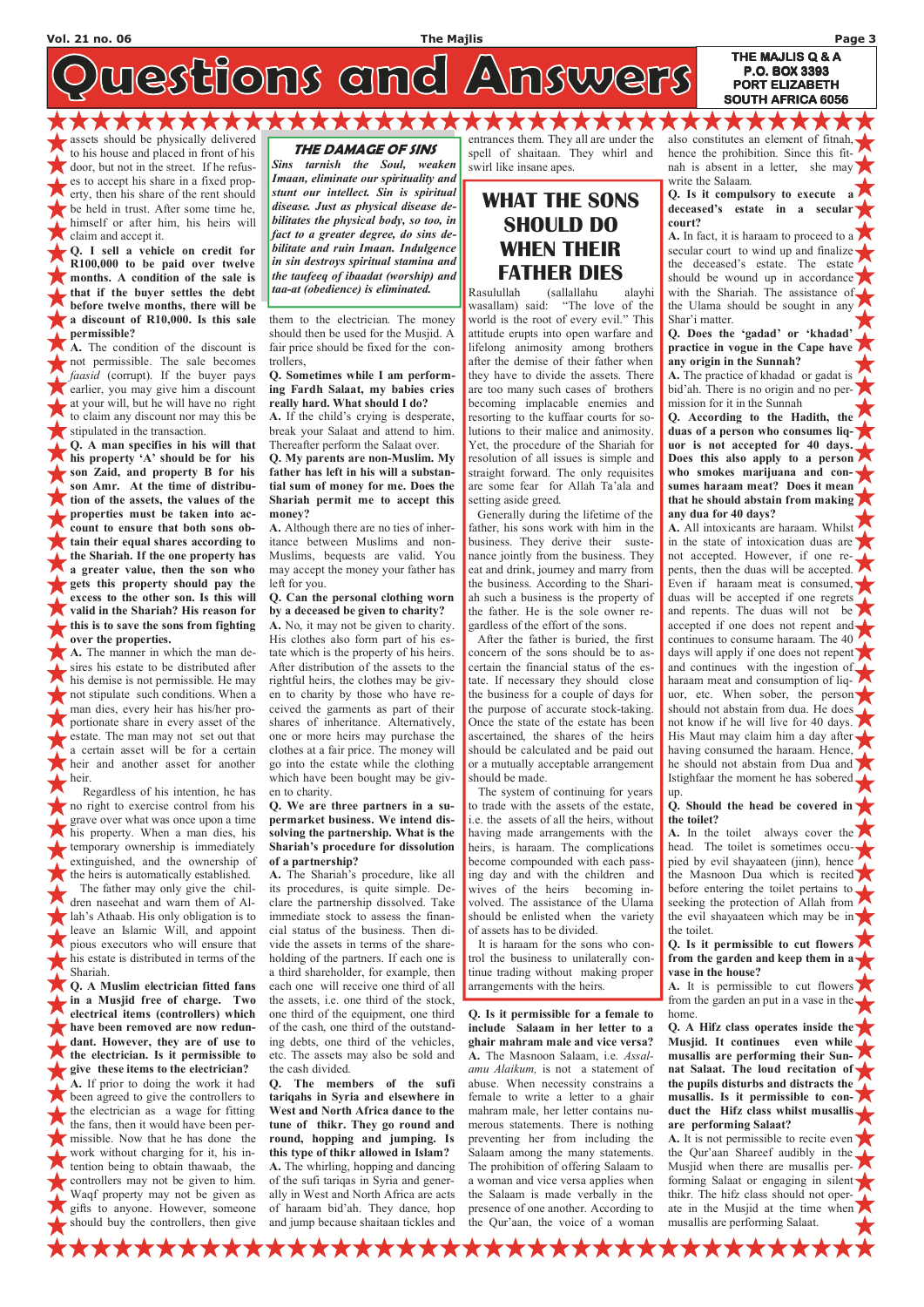# Questions and Answers

THE MAJLIS Q & A
P.O. BOX 3393
PORT ELIZABETH
SOUTH AFRICA 6056

assets should be physically delivered to his house and placed in front of his door, but not in the street. If he refuses to accept his share in a fixed property, then his share of the rent should be held in trust. After some time he, himself or after him, his heirs will claim and accept it.

**Q. I sell a vehicle on credit for R100,000 to be paid over twelve months. A condition of the sale is that if the buyer settles the debt before twelve months, there will be a discount of R10,000. Is this sale permissible?**

**A.** The condition of the discount is not permissible. The sale becomes *faasid* (corrupt). If the buyer pays earlier, you may give him a discount at your will, but he will have no right to claim any discount nor may this be stipulated in the transaction.

**Q. A man specifies in his will that his property 'A' should be for his son Zaid, and property B for his son Amr. At the time of distribution of the assets, the values of the properties must be taken into account to ensure that both sons obtain their equal shares according to the Shariah. If the one property has a greater value, then the son who gets this property should pay the excess to the other son. Is this will valid in the Shariah? His reason for this is to save the sons from fighting over the properties.**

**A.** The manner in which the man desires his estate to be distributed after his demise is not permissible. He may not stipulate such conditions. When a man dies, every heir has his/her proportionate share in every asset of the estate. The man may not set out that a certain asset will be for a certain heir and another asset for another heir.

Regardless of his intention, he has no right to exercise control from his grave over what was once upon a time his property. When a man dies, his temporary ownership is immediately extinguished, and the ownership of the heirs is automatically established.

The father may only give the children naseehat and warn them of Allah's Athaab. His only obligation is to leave an Islamic Will, and appoint pious executors who will ensure that his estate is distributed in terms of the Shariah.

**Q. A Muslim electrician fitted fans in a Musjid free of charge. Two electrical items (controllers) which have been removed are now redundant. However, they are of use to the electrician. Is it permissible to give these items to the electrician?**

**A.** If prior to doing the work it had been agreed to give the controllers to the electrician as a wage for fitting the fans, then it would have been permissible. Now that he has done the work without charging for it, his intention being to obtain thawaab, the controllers may not be given to him. Waqf property may not be given as gifts to anyone. However, someone should buy the controllers, then give them to the electrician. The money should then be used for the Musjid. A fair price should be fixed for the controllers.

### THE DAMAGE OF SINS

***Sins tarnish the Soul, weaken Imaan, eliminate our spirituality and stunt our intellect. Sin is spiritual disease. Just as physical disease debilitates the physical body, so too, in fact to a greater degree, do sins debilitate and ruin Imaan. Indulgence in sin destroys spiritual stamina and the taufeeq of ibaadat (worship) and taa-at (obedience) is eliminated.***

**Q. Sometimes while I am performing Fardh Salaat, my babies cries really hard. What should I do?**

**A.** If the child's crying is desperate, break your Salaat and attend to him. Thereafter perform the Salaat over.

**Q. My parents are non-Muslim. My father has left in his will a substantial sum of money for me. Does the Shariah permit me to accept this money?**

**A.** Although there are no ties of inheritance between Muslims and non-Muslims, bequests are valid. You may accept the money your father has left for you.

**Q. Can the personal clothing worn by a deceased be given to charity?**

**A.** No, it may not be given to charity. His clothes also form part of his estate which is the property of his heirs. After distribution of the assets to the rightful heirs, the clothes may be given to charity by those who have received the garments as part of their shares of inheritance. Alternatively, one or more heirs may purchase the clothes at a fair price. The money will go into the estate while the clothing which have been bought may be given to charity.

**Q. We are three partners in a supermarket business. We intend dissolving the partnership. What is the Shariah's procedure for dissolution of a partnership?**

**A.** The Shariah's procedure, like all its procedures, is quite simple. Declare the partnership dissolved. Take immediate stock to assess the financial status of the business. Then divide the assets in terms of the shareholding of the partners. If each one is a third shareholder, for example, then each one will receive one third of all the assets, i.e. one third of the stock, one third of the equipment, one third of the cash, one third of the outstanding debts, one third of the vehicles, etc. The assets may also be sold and the cash divided.

**Q. The members of the sufi tariqahs in Syria and elsewhere in West and North Africa dance to the tune of thikr. They go round and round, hopping and jumping. Is this type of thikr allowed in Islam?**

**A.** The whirling, hopping and dancing of the sufi tariqas in Syria and generally in West and North Africa are acts of haraam bid'ah. They dance, hop and jump because shaitaan tickles and entrances them. They all are under the spell of shaitaan. They whirl and swirl like insane apes.

## WHAT THE SONS SHOULD DO WHEN THEIR FATHER DIES

Rasulullah (sallallahu alayhi wasallam) said: "The love of the world is the root of every evil." This attitude erupts into open warfare and lifelong animosity among brothers after the demise of their father when they have to divide the assets. There are too many such cases of brothers becoming implacable enemies and resorting to the kuffaar courts for solutions to their malice and animosity. Yet, the procedure of the Shariah for resolution of all issues is simple and straight forward. The only requisites are some fear for Allah Ta'ala and setting aside greed.

Generally during the lifetime of the father, his sons work with him in the business. They derive their sustenance jointly from the business. They eat and drink, journey and marry from the business. According to the Shariah such a business is the property of the father. He is the sole owner regardless of the effort of the sons.

After the father is buried, the first concern of the sons should be to ascertain the financial status of the estate. If necessary they should close the business for a couple of days for the purpose of accurate stock-taking. Once the state of the estate has been ascertained, the shares of the heirs should be calculated and be paid out or a mutually acceptable arrangement should be made.

The system of continuing for years to trade with the assets of the estate, i.e. the assets of all the heirs, without having made arrangements with the heirs, is haraam. The complications become compounded with each passing day and with the children and wives of the heirs becoming involved. The assistance of the Ulama should be enlisted when the variety of assets has to be divided.

It is haraam for the sons who control the business to unilaterally continue trading without making proper arrangements with the heirs.

**Q. Is it permissible for a female to include Salaam in her letter to a ghair mahram male and vice versa?**

**A.** The Masnoon Salaam, i.e. *Assalamu Alaikum,* is not a statement of abuse. When necessity constrains a female to write a letter to a ghair mahram male, her letter contains numerous statements. There is nothing preventing her from including the Salaam among the many statements. The prohibition of offering Salaam to a woman and vice versa applies when the Salaam is made verbally in the presence of one another. According to the Qur'aan, the voice of a woman also constitutes an element of fitnah, hence the prohibition. Since this fitnah is absent in a letter, she may write the Salaam.

**Q. Is it compulsory to execute a deceased's estate in a secular court?**

**A.** In fact, it is haraam to proceed to a secular court to wind up and finalize the deceased's estate. The estate should be wound up in accordance with the Shariah. The assistance of the Ulama should be sought in any Shar'i matter.

**Q. Does the 'gadad' or 'khadad' practice in vogue in the Cape have any origin in the Sunnah?**

**A.** The practice of khadad or gadat is bid'ah. There is no origin and no permission for it in the Sunnah

**Q. According to the Hadith, the duas of a person who consumes liquor are not accepted for 40 days. Does this also apply to a person who smokes marijuana and consumes haraam meat? Does it mean that he should abstain from making any dua for 40 days?**

**A.** All intoxicants are haraam. Whilst in the state of intoxication duas are not accepted. However, if one repents, then the duas will be accepted. Even if haraam meat is consumed, duas will be accepted if one regrets and repents. The duas will not be accepted if one does not repent and continues to consume haraam. The 40 days will apply if one does not repent and continues with the ingestion of haraam meat and consumption of liquor, etc. When sober, the person should not abstain from dua. He does not know if he will live for 40 days. His Maut may claim him a day after having consumed the haraam. Hence, he should not abstain from Dua and Istighfaar the moment he has sobered up.

**Q. Should the head be covered in the toilet?**

**A.** In the toilet always cover the head. The toilet is sometimes occupied by evil shayaateen (jinn), hence the Masnoon Dua which is recited before entering the toilet pertains to seeking the protection of Allah from the evil shayaateen which may be in the toilet.

**Q. Is it permissible to cut flowers from the garden and keep them in a vase in the house?**

**A.** It is permissible to cut flowers from the garden an put in a vase in the home.

**Q. A Hifz class operates inside the Musjid. It continues even while musallis are performing their Sunnat Salaat. The loud recitation of the pupils disturbs and distracts the musallis. Is it permissible to conduct the Hifz class whilst musallis are performing Salaat?**

**A.** It is not permissible to recite even the Qur'aan Shareef audibly in the Musjid when there are musallis performing Salaat or engaging in silent thikr. The hifz class should not operate in the Musjid at the time when musallis are performing Salaat.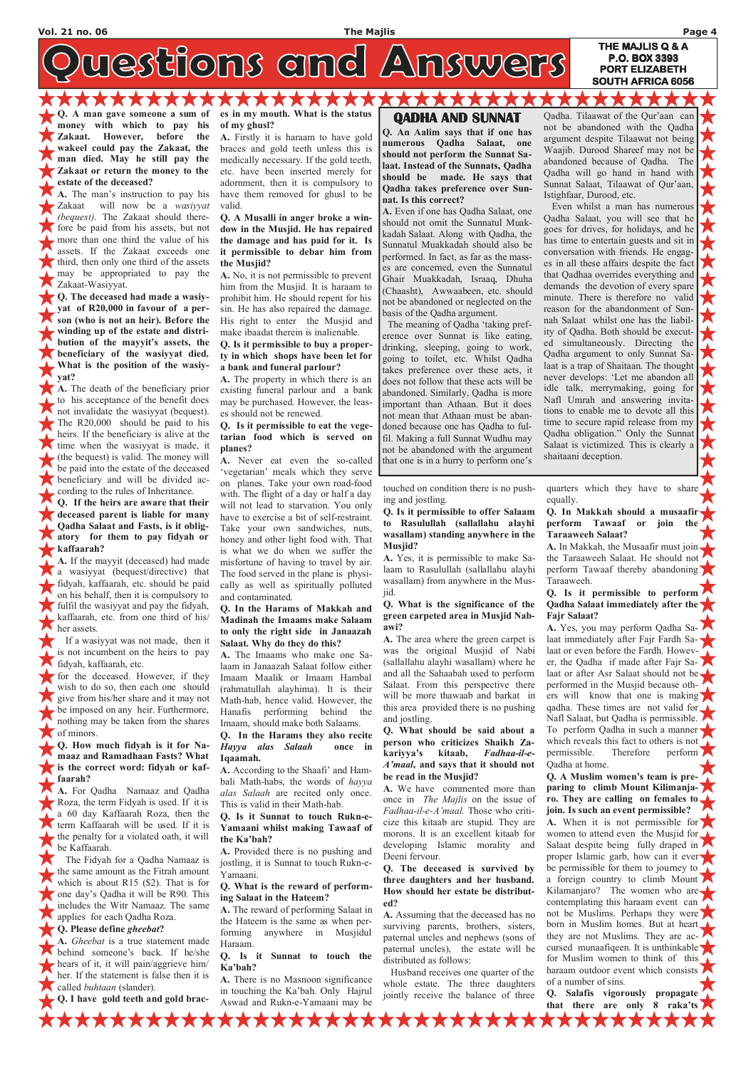# Questions and Answers

THE MAJLIS Q & A
P.O. BOX 3393
PORT ELIZABETH
SOUTH AFRICA 6056

**Q. A man gave someone a sum of money with which to pay his Zakaat. However, before the wakeel could pay the Zakaat, the man died. May he still pay the Zakaat or return the money to the estate of the deceased?**

**A.** The man's instruction to pay his Zakaat will now be a *wasiyyat (bequest)*. The Zakaat should therefore be paid from his assets, but not more than one third the value of his assets. If the Zakaat exceeds one third, then only one third of the assets may be appropriated to pay the Zakaat-Wasiyyat.

**Q. The deceased had made a wasiyyat of R20,000 in favour of a person (who is not an heir). Before the winding up of the estate and distribution of the mayyit's assets, the beneficiary of the wasiyyat died. What is the position of the wasiyyat?**

**A.** The death of the beneficiary prior to his acceptance of the benefit does not invalidate the wasiyyat (bequest). The R20,000 should be paid to his heirs. If the beneficiary is alive at the time when the wasiyyat is made, it (the bequest) is valid. The money will be paid into the estate of the deceased beneficiary and will be divided according to the rules of Inheritance.

**Q. If the heirs are aware that their deceased parent is liable for many Qadha Salaat and Fasts, is it obligatory for them to pay fidyah or kaffaarah?**

**A.** If the mayyit (deceased) had made a wasiyyat (bequest/directive) that fidyah, kaffaarah, etc. should be paid on his behalf, then it is compulsory to fulfil the wasiyyat and pay the fidyah, kaffaarah, etc. from one third of his/her assets.

If a wasiyyat was not made, then it is not incumbent on the heirs to pay fidyah, kaffaarah, etc. for the deceased. However, if they wish to do so, then each one should give from his/her share and it may not be imposed on any heir. Furthermore, nothing may be taken from the shares of minors.

**Q. How much fidyah is it for Namaaz and Ramadhaan Fasts? What is the correct word: fidyah or kaffaarah?**

**A.** For Qadha Namaaz and Qadha Roza, the term Fidyah is used. If it is a 60 day Kaffaarah Roza, then the term Kaffaarah will be used. If it is the penalty for a violated oath, it will be Kaffaarah.

The Fidyah for a Qadha Namaaz is the same amount as the Fitrah amount which is about R15 ($2). That is for one day's Qadha it will be R90. This includes the Witr Namaaz. The same applies for each Qadha Roza.

**Q. Please define *gheebat*?**

**A.** *Gheebat* is a true statement made behind someone's back. If he/she hears of it, it will pain/aggrieve him/her. If the statement is false then it is called *buhtaan* (slander).

**Q. I have gold teeth and gold braces in my mouth. What is the status of my ghusl?**

**A.** Firstly it is haraam to have gold braces and gold teeth unless this is medically necessary. If the gold teeth, etc. have been inserted merely for adornment, then it is compulsory to have them removed for ghusl to be valid.

**Q. A Musalli in anger broke a window in the Musjid. He has repaired the damage and has paid for it. Is it permissible to debar him from the Musjid?**

**A.** No, it is not permissible to prevent him from the Musjid. It is haraam to prohibit him. He should repent for his sin. He has also repaired the damage. His right to enter the Musjid and make ibaadat therein is inalienable.

**Q. Is it permissible to buy a property in which shops have been let for a bank and funeral parlour?**

**A.** The property in which there is an existing funeral parlour and a bank may be purchased. However, the leases should not be renewed.

**Q. Is it permissible to eat the vegetarian food which is served on planes?**

**A.** Never eat even the so-called 'vegetarian' meals which they serve on planes. Take your own road-food with. The flight of a day or half a day will not lead to starvation. You only have to exercise a bit of self-restraint. Take your own sandwiches, nuts, honey and other light food with. That is what we do when we suffer the misfortune of having to travel by air. The food served in the plane is physically as well as spiritually polluted and contaminated.

**Q. In the Harams of Makkah and Madinah the Imaams make Salaam to only the right side in Janaazah Salaat. Why do they do this?**

**A.** The Imaams who make one Salaam in Janaazah Salaat follow either Imaam Maalik or Imaam Hambal (rahmatullah alayhima). It is their Math-hab, hence valid. However, the Hanafis performing behind the Imaam, should make both Salaams.

**Q. In the Harams they also recite *Hayya alas Salaah* once in Iqaamah.**

**A.** According to the Shaafi' and Hambali Math-habs, the words of *hayya alas Salaah* are recited only once. This is valid in their Math-hab.

**Q. Is it Sunnat to touch Rukn-e-Yamaani whilst making Tawaaf of the Ka'bah?**

**A.** Provided there is no pushing and jostling, it is Sunnat to touch Rukn-e-Yamaani.

**Q. What is the reward of performing Salaat in the Hateem?**

**A.** The reward of performing Salaat in the Hateem is the same as when performing anywhere in Musjidul Haraam.

**Q. Is it Sunnat to touch the Ka'bah?**

**A.** There is no Masnoon significance in touching the Ka'bah. Only Hajrul Aswad and Rukn-e-Yamaani may be touched on condition there is no pushing and jostling.

**Q. Is it permissible to offer Salaam to Rasulullah (sallallahu alayhi wasallam) standing anywhere in the Musjid?**

**A.** Yes, it is permissible to make Salaam to Rasulullah (sallallahu alayhi wasallam) from anywhere in the Musjid.

**Q. What is the significance of the green carpeted area in Musjid Nabawi?**

**A.** The area where the green carpet is was the original Musjid of Nabi (sallallahu alayhi wasallam) where he and all the Sahaabah used to perform Salaat. From this perspective there will be more thawaab and barkat in this area provided there is no pushing and jostling.

**Q. What should be said about a person who criticizes Shaikh Zakariyya's kitaab, *Fadhaa-il-e-A'maal*, and says that it should not be read in the Musjid?**

**A.** We have commented more than once in *The Majlis* on the issue of *Fadhaa-il-e-A'maal.* Those who criticize this kitaab are stupid. They are morons. It is an excellent kitaab for developing Islamic morality and Deeni fervour.

**Q. The deceased is survived by three daughters and her husband. How should her estate be distributed?**

**A.** Assuming that the deceased has no surviving parents, brothers, sisters, paternal uncles and nephews (sons of paternal uncles), the estate will be distributed as follows:

Husband receives one quarter of the whole estate. The three daughters jointly receive the balance of three quarters which they have to share equally.

**Q. In Makkah should a musaafir perform Tawaaf or join the Taraaweeh Salaat?**

**A.** In Makkah, the Musaafir must join the Taraaweeh Salaat. He should not perform Tawaaf thereby abandoning Taraaweeh.

**Q. Is it permissible to perform Qadha Salaat immediately after the Fajr Salaat?**

**A.** Yes, you may perform Qadha Salaat immediately after Fajr Fardh Salaat or even before the Fardh. However, the Qadha if made after Fajr Salaat or after Asr Salaat should not be performed in the Musjid because others will know that one is making qadha. These times are not valid for Nafl Salaat, but Qadha is permissible. To perform Qadha in such a manner which reveals this fact to others is not permissible. Therefore perform Qadha at home.

**Q. A Muslim women's team is preparing to climb Mount Kilimanjaro. They are calling on females to join. Is such an event permissible?**

**A.** When it is not permissible for women to attend even the Musjid for Salaat despite being fully draped in proper Islamic garb, how can it ever be permissible for them to journey to a foreign country to climb Mount Kilamanjaro? The women who are contemplating this haraam event can not be Muslims. Perhaps they were born in Muslim homes. But at heart they are not Muslims. They are accursed munaafiqeen. It is unthinkable for Muslim women to think of this haraam outdoor event which consists of a number of sins.

**Q. Salafis vigorously propagate that there are only 8 raka'ts**

## QADHA AND SUNNAT

**Q. An Aalim says that if one has numerous Qadha Salaat, one should not perform the Sunnat Salaat. Instead of the Sunnats, Qadha should be made. He says that Qadha takes preference over Sunnat. Is this correct?**

**A.** Even if one has Qadha Salaat, one should not omit the Sunnatul Muakkadah Salaat. Along with Qadha, the Sunnatul Muakkadah should also be performed. In fact, as far as the masses are concerned, even the Sunnatul Ghair Muakkadah, Israaq, Dhuha (Chaasht), Awwaabeen, etc. should not be abandoned or neglected on the basis of the Qadha argument.

The meaning of Qadha 'taking preference over Sunnat is like eating, drinking, sleeping, going to work, going to toilet, etc. Whilst Qadha takes preference over these acts, it does not follow that these acts will be abandoned. Similarly, Qadha is more important than Athaan. But it does not mean that Athaan must be abandoned because one has Qadha to fulfil. Making a full Sunnat Wudhu may not be abandoned with the argument that one is in a hurry to perform one's Qadha. Tilaawat of the Qur'aan can not be abandoned with the Qadha argument despite Tilaawat not being Waajib. Durood Shareef may not be abandoned because of Qadha. The Qadha will go hand in hand with Sunnat Salaat, Tilaawat of Qur'aan, Istighfaar, Durood, etc.

Even whilst a man has numerous Qadha Salaat, you will see that he goes for drives, for holidays, and he has time to entertain guests and sit in conversation with friends. He engages in all these affairs despite the fact that Qadhaa overrides everything and demands the devotion of every spare minute. There is therefore no valid reason for the abandonment of Sunnah Salaat whilst one has the liability of Qadha. Both should be executed simultaneously. Directing the Qadha argument to only Sunnat Salaat is a trap of Shaitaan. The thought never develops: 'Let me abandon all idle talk, merrymaking, going for Nafl Umrah and answering invitations to enable me to devote all this time to secure rapid release from my Qadha obligation." Only the Sunnat Salaat is victimized. This is clearly a shaitaani deception.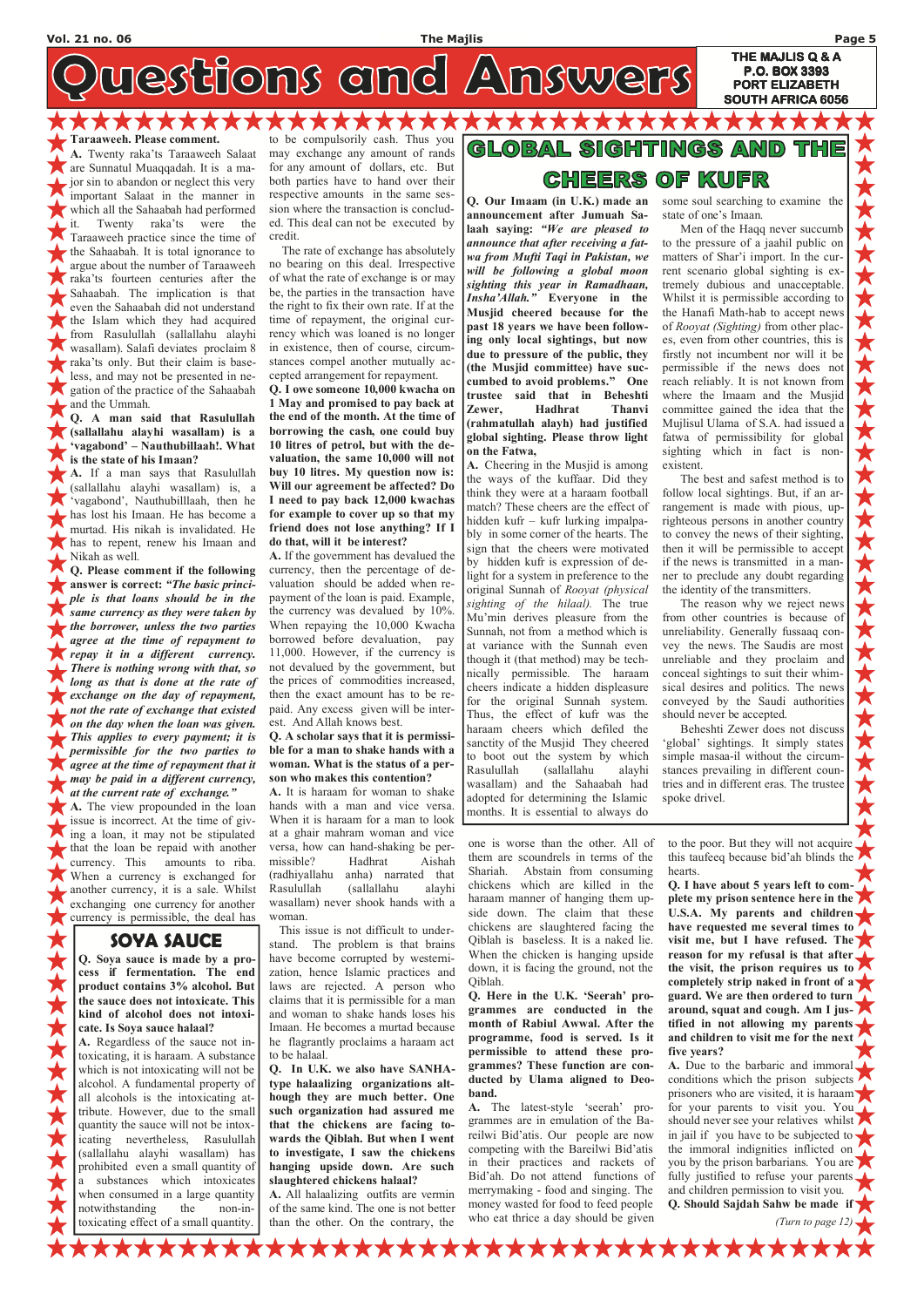# Questions and Answers

THE MAJLIS Q & A
P.O. BOX 3393
PORT ELIZABETH
SOUTH AFRICA 6056

**Taraaweeh. Please comment.**

**A.** Twenty raka'ts Taraaweeh Salaat are Sunnatul Muaqqadah. It is a major sin to abandon or neglect this very important Salaat in the manner in which all the Sahaabah had performed it. Twenty raka'ts were the Taraaweeh practice since the time of the Sahaabah. It is total ignorance to argue about the number of Taraaweeh raka'ts fourteen centuries after the Sahaabah. The implication is that even the Sahaabah did not understand the Islam which they had acquired from Rasulullah (sallallahu alayhi wasallam). Salafi deviates proclaim 8 raka'ts only. But their claim is baseless, and may not be presented in negation of the practice of the Sahaabah and the Ummah.

**Q. A man said that Rasulullah (sallallahu alayhi wasallam) is a 'vagabond' – Nauthubillaah!. What is the state of his Imaan?**

**A.** If a man says that Rasulullah (sallallahu alayhi wasallam) is, a 'vagabond', Nauthubilllaah, then he has lost his Imaan. He has become a murtad. His nikah is invalidated. He has to repent, renew his Imaan and Nikah as well.

**Q. Please comment if the following answer is correct: *"The basic principle is that loans should be in the same currency as they were taken by the borrower, unless the two parties agree at the time of repayment to repay it in a different currency. There is nothing wrong with that, so long as that is done at the rate of exchange on the day of repayment, not the rate of exchange that existed on the day when the loan was given. This applies to every payment; it is permissible for the two parties to agree at the time of repayment that it may be paid in a different currency, at the current rate of exchange."***

**A.** The view propounded in the loan issue is incorrect. At the time of giving a loan, it may not be stipulated that the loan be repaid with another currency. This amounts to riba. When a currency is exchanged for another currency, it is a sale. Whilst exchanging one currency for another currency is permissible, the deal has to be compulsorily cash. Thus you may exchange any amount of rands for any amount of dollars, etc. But both parties have to hand over their respective amounts in the same session where the transaction is concluded. This deal can not be executed by credit.

The rate of exchange has absolutely no bearing on this deal. Irrespective of what the rate of exchange is or may be, the parties in the transaction have the right to fix their own rate. If at the time of repayment, the original currency which was loaned is no longer in existence, then of course, circumstances compel another mutually accepted arrangement for repayment.

**Q. I owe someone 10,000 kwacha on 1 May and promised to pay back at the end of the month. At the time of borrowing the cash, one could buy 10 litres of petrol, but with the devaluation, the same 10,000 will not buy 10 litres. My question now is: Will our agreement be affected? Do I need to pay back 12,000 kwachas for example to cover up so that my friend does not lose anything? If I do that, will it be interest?**

**A.** If the government has devalued the currency, then the percentage of devaluation should be added when repayment of the loan is paid. Example, the currency was devalued by 10%. When repaying the 10,000 Kwacha borrowed before devaluation, pay 11,000. However, if the currency is not devalued by the government, but the prices of commodities increased, then the exact amount has to be repaid. Any excess given will be interest. And Allah knows best.

**Q. A scholar says that it is permissible for a man to shake hands with a woman. What is the status of a person who makes this contention?**

**A.** It is haraam for woman to shake hands with a man and vice versa. When it is haraam for a man to look at a ghair mahram woman and vice versa, how can hand-shaking be permissible? Hadhrat Aishah (radhiyallahu anha) narrated that Rasulullah (sallallahu alayhi wasallam) never shook hands with a woman.

This issue is not difficult to understand. The problem is that brains have become corrupted by westernization, hence Islamic practices and laws are rejected. A person who claims that it is permissible for a man and woman to shake hands loses his Imaan. He becomes a murtad because he flagrantly proclaims a haraam act to be halaal.

**Q. In U.K. we also have SANHA-type halaalizing organizations although they are much better. One such organization had assured me that the chickens are facing towards the Qiblah. But when I went to investigate, I saw the chickens hanging upside down. Are such slaughtered chickens halaal?**

**A.** All halaalizing outfits are vermin of the same kind. The one is not better than the other. On the contrary, the one is worse than the other. All of them are scoundrels in terms of the Shariah. Abstain from consuming chickens which are killed in the haraam manner of hanging them upside down. The claim that these chickens are slaughtered facing the Qiblah is baseless. It is a naked lie. When the chicken is hanging upside down, it is facing the ground, not the Qiblah.

**Q. Here in the U.K. 'Seerah' programmes are conducted in the month of Rabiul Awwal. After the programme, food is served. Is it permissible to attend these programmes? These function are conducted by Ulama aligned to Deoband.**

**A.** The latest-style 'seerah' programmes are in emulation of the Bareilwi Bid'atis. Our people are now competing with the Bareilwi Bid'atis in their practices and rackets of Bid'ah. Do not attend functions of merrymaking - food and singing. The money wasted for food to feed people who eat thrice a day should be given to the poor. But they will not acquire this taufeeq because bid'ah blinds the hearts.

**Q. I have about 5 years left to complete my prison sentence here in the U.S.A. My parents and children have requested me several times to visit me, but I have refused. The reason for my refusal is that after the visit, the prison requires us to completely strip naked in front of a guard. We are then ordered to turn around, squat and cough. Am I justified in not allowing my parents and children to visit me for the next five years?**

**A.** Due to the barbaric and immoral conditions which the prison subjects prisoners who are visited, it is haraam for your parents to visit you. You should never see your relatives whilst in jail if you have to be subjected to the immoral indignities inflicted on you by the prison barbarians. You are fully justified to refuse your parents and children permission to visit you.

**Q. Should Sajdah Sahw be made if**

*(Turn to page 12)*

## SOYA SAUCE

**Q. Soya sauce is made by a process of fermentation. The end product contains 3% alcohol. But the sauce does not intoxicate. This kind of alcohol does not intoxicate. Is Soya sauce halaal?**

**A.** Regardless of the sauce not intoxicating, it is haraam. A substance which is not intoxicating will not be alcohol. A fundamental property of all alcohols is the intoxicating attribute. However, due to the small quantity the sauce will not be intoxicating nevertheless, Rasulullah (sallallahu alayhi wasallam) has prohibited even a small quantity of a substances which intoxicates when consumed in a large quantity notwithstanding the non-intoxicating effect of a small quantity.

## GLOBAL SIGHTINGS AND THE CHEERS OF KUFR

**Q. Our Imaam (in U.K.) made an announcement after Jumuah Salaah saying: *"We are pleased to announce that after receiving a fatwa from Mufti Taqi in Pakistan, we will be following a global moon sighting this year in Ramadhaan, Insha'Allah."* Everyone in the Musjid cheered because for the past 18 years we have been following only local sightings, but now due to pressure of the public, they (the Musjid committee) have succumbed to avoid problems." One trustee said that in Beheshti Zewer, Hadhrat Thanvi (rahmatullah alayh) had justified global sighting. Please throw light on the Fatwa,**

**A.** Cheering in the Musjid is among the ways of the kuffaar. Did they think they were at a haraam football match? These cheers are the effect of hidden kufr – kufr lurking impalpably in some corner of the hearts. The sign that the cheers were motivated by hidden kufr is expression of delight for a system in preference to the original Sunnah system of *Rooyat (physical sighting of the hilaal).* The true Mu'min derives pleasure from the Sunnah, not from a method which is at variance with the Sunnah even though it (that method) may be technically permissible. The haraam cheers indicate a hidden displeasure for the original Sunnah system. Thus, the effect of kufr was the haraam cheers which defiled the sanctity of the Musjid They cheered to boot out the system by which Rasulullah (sallallahu alayhi wasallam) and the Sahaabah had adopted for determining the Islamic months. It is essential to always do some soul searching to examine the state of one's Imaan.

Men of the Haqq never succumb to the pressure of a jaahil public on matters of Shar'i import. In the current scenario global sighting is extremely dubious and unacceptable. Whilst it is permissible according to the Hanafi Math-hab to accept news of *Rooyat (Sighting)* from other places, even from other countries, this is firstly not incumbent nor will it be permissible if the news does not reach reliably. It is not known from where the Imaam and the Musjid committee gained the idea that the Mujlisul Ulama of S.A. had issued a fatwa of permissibility for global sighting which in fact is non-existent.

The best and safest method is to follow local sightings. But, if an arrangement is made with pious, uprighteous persons in another country to convey the news of their sighting, then it will be permissible to accept if the news is transmitted in a manner to preclude any doubt regarding the identity of the transmitters.

The reason why we reject news from other countries is because of unreliability. Generally fussaaq convey the news. The Saudis are most unreliable and they proclaim and conceal sightings to suit their whimsical desires and politics. The news conveyed by the Saudi authorities should never be accepted.

Beheshti Zewer does not discuss 'global' sightings. It simply states simple masaa-il without the circumstances prevailing in different countries and in different eras. The trustee spoke drivel.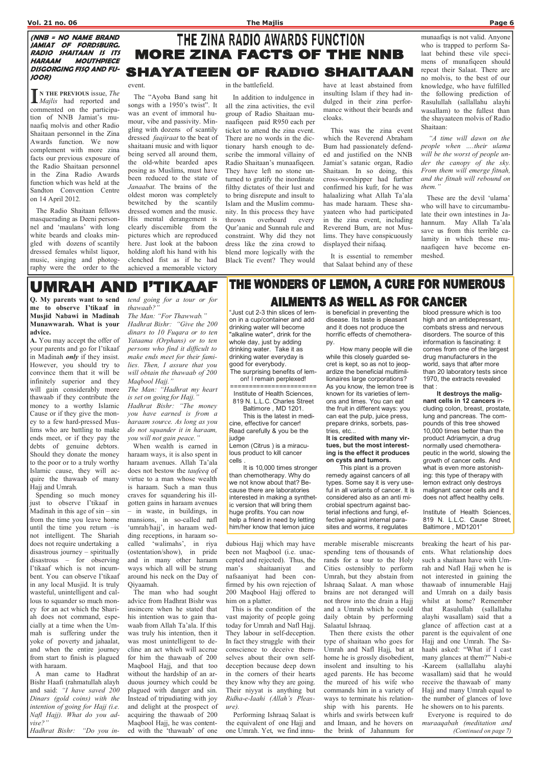**(NNB = NO NAME BRAND JAMIAT OF FORDSBURG. RADIO SHAITAAN IS ITS HARAAM MOUTHPIECE DISGORGING FISQ AND FUJOOR)**

# THE ZINA RADIO AWARDS FUNCTION
## MORE ZINA FACTS OF THE NNB SHAYATEEN OF RADIO SHAITAAN

**IN THE PREVIOUS** issue, *The Majlis* had reported and commented on the participation of NNB Jamiat's munaafiq molvis and other Radio Shaitaan personnel in the Zina Awards function. We now complement with more zina facts our previous exposure of the Radio Shaitaan personnel in the Zina Awards function which was held at the Sandton Convention Centre on 14 April 2012.

The Radio Shaitaan fellows masquerading as Deeni personnel and 'maulans' with long white beards and cloaks mingled with dozens of scantily dressed females whilst liquor, music, singing and photography were the order to the event.

The "Ayoba Band sang hit songs with a 1950's twist". It was an event of immoral humour, vibe and passivity. Mingling with dozens of scantily dressed *faajiraat* to the beat of shaitaani music and with liquor being served all around them, the old-white bearded apes posing as Muslims, must have been reduced to the state of *Janaabat.* The brains of the oldest moron was completely bewitched by the scantily dressed women and the music. His mental derangement is clearly discernible from the pictures which are reproduced here. Just look at the baboon holding aloft his hand with his clenched fist as if he had achieved a memorable victory in the battlefield.

In addition to indulgence in all the zina activities, the evil group of Radio Shaitaan munaafiqeen paid R950 each per ticket to attend the zina event. There are no words in the dictionary harsh enough to describe the immoral villainy of Radio Shaitaan's munaafiqeen. They have left no stone unturned to gratify the inordinate filthy dictates of their lust and to bring disrepute and insult to Islam and the Muslim community. In this process they have thrown overboard every Qur'aanic and Sunnah rule and constraint. Why did they not dress like the zina crowd to blend more logically with the Black Tie event? They would have at least abstained from insulting Islam if they had indulged in their zina performance without their beards and cloaks.

This was the zina event which the Reverend Abraham Bum had passionately defended and justified on the NNB Jamiat's satanic organ, Radio Shaitaan. In so doing, this cross-worshipper had further confirmed his kufr, for he was halaalizing what Allah Ta'ala has made haraam. These shayaateen who had participated in the zina event, including Reverend Bum, are not Muslims. They have conspicuously displayed their nifaaq.

It is essential to remember that Salaat behind any of these munaafiqs is not valid. Anyone who is trapped to perform Salaat behind these vile specimens of munafiqeen should repeat their Salaat. There are no molvis, to the best of our knowledge, who have fulfilled the following prediction of Rasulullah (sallallahu alayhi wasallam) to the fullest than the shayaateen molvis of Radio Shaitaan:

*"A time will dawn on the people when ….their ulama will be the worst of people under the canopy of the sky. From them will emerge fitnah, and the fitnah will rebound on them."*

These are the devil 'ulama' who will have to circumambulate their own intestines in Jahannum. May Allah Ta'ala save us from this terrible calamity in which these munaafiqeen have become enmeshed.

# UMRAH AND I'TIKAAF

**Q. My parents want to send me to observe I'tikaaf in Musjid Nabawi in Madinah Munawwarah. What is your advice.**

**A.** You may accept the offer of your parents and go for I'tikaaf in Madinah ***only*** if they insist. However, you should try to convince them that it will be infinitely superior and they will gain considerably more thawaab if they contribute the money to a worthy Islamic Cause or if they give the money to a few hard-pressed Muslims who are battling to make ends meet, or if they pay the debts of genuine debtors. Should they donate the money to the poor or to a truly worthy Islamic cause, they will acquire the thawaab of many Hajj and Umrah.

Spending so much money just to observe I'tikaaf in Madinah in this age of sin – sin from the time you leave home until the time you return –is not intelligent. The Shariah does not require undertaking a disastrous journey – spiritually disastrous – for observing I'tikaaf which is not incumbent. You can observe I'tikaaf in any local Musjid. It is truly wasteful, unintelligent and callous to squander so much money for an act which the Shariah does not command, especially at a time when the Ummah is suffering under the yoke of poverty and jahaalat, and when the entire journey from start to finish is plagued with haraam.

A man came to Hadhrat Bishr Haafi (rahmatullah alayh and said: *"I have saved 200 Dinars (gold coins) with the intention of going for Hajj (i.e. Nafl Hajj). What do you advise?"*

*Hadhrat Bishr: "Do you intend going for a tour or for thawaab?"*

*The Man: "For Thawwab."*

*Hadhrat Bishr: "Give the 200 dinars to 10 Fuqara or to ten Yataama (Orphans) or to ten persons who find it difficult to make ends meet for their families. Then, I assure that you will obtain the thawaab of 200 Maqbool Hajj."*

*The Man: "Hadhrat my heart is set on going for Hajj."*

*Hadhrat Bishr: "The money you have earned is from a haraam source. As long as you do not squander it in haraam, you will not gain peace."*

When wealth is earned in haraam ways, it is also spent in haraam avenues. Allah Ta'ala does not bestow the *taufeeq* of virtue to a man whose wealth is haraam. Such a man thus craves for squandering his ill-gotten gains in haraam avenues – in waste, in buildings, in mansions, in so-called nafl 'umrah/hajj', in haraam wedding receptions, in haraam so-called 'walimahs', in riya (ostentation/show), in pride and in many other haraam ways which all will be strung around his neck on the Day of Qiyaamah.

The man who had sought advice from Hadhrat Bishr was insincere when he stated that his intention was to gain thawaab from Allah Ta'ala. If this was truly his intention, then it was most unintelligent to decline an act which will accrue for him the thawaab of 200 Maqbool Hajj, and that too without the hardship of an arduous journey which could be plagued with danger and sin. Instead of tripudiating with joy and delight at the prospect of acquiring the thawaab of 200 Maqbool Hajj, he was contented with the 'thawaab' of one dubious Hajj which may have been not Maqbool (i.e. unaccepted and rejected). Thus, the man's shaitaaniyat and nafsaaniyat had been confirmed by his own rejection of 200 Maqbool Hajj offered to him on a platter.

This is the condition of the vast majority of people going today for Umrah and Nafl Hajj. They labour in self-deception. In fact they struggle with their conscience to deceive themselves about their own self-deception because deep down in the corners of their hearts they know why they are going. Their niyyat is anything but *Ridha-e-Iaahi (Allah's Pleasure).*

Performing Ishraaq Salaat is the equivalent of one Hajj and one Umrah. Yet, we find innumerable miserable miscreants spending tens of thousands of rands for a tour to the Holy Cities ostensibly to perform Umrah, but they abstain from Ishraaq Salaat. A man whose brains are not deranged will not throw into the drain a Hajj and a Umrah which he could daily obtain by performing Salaatul Ishraaq.

Then there exists the other type of shaitaan who goes for Umrah and Nafl Hajj, but at home he is grossly disobedient, insolent and insulting to his aged parents. He has become the mureed of his wife who commands him in a variety of ways to terminate his relationship with his parents. He whirls and swirls between kufr and Imaan, and he hovers on the brink of Jahannum for breaking the heart of his parents. What relationship does such a shaitaan have with Umrah and Nafl Hajj when he is not interested in gaining the thawaab of innumerable Hajj and Umrah on a daily basis whilst at home? Remember that Rasulullah (sallallahu alayhi wasallam) said that a glance of affection cast at a parent is the equivalent of one Hajj and one Umrah. The Sahaabi asked: "What if I cast many glances at them?" Nabi-e-Kareem (sallallahu alayhi wasallam) said that he would receive the thawaab of many Hajj and many Umrah equal to the number of glances of love he showers on to his parents.

Everyone is required to do *muraaqabah (meditation and*

*(Continued on page 7)*

# THE WONDERS OF LEMON, A CURE FOR NUMEROUS AILMENTS AS WELL AS FOR CANCER

"Just cut 2-3 thin slices of lemon in a cup/container and add drinking water will become "alkaline water", drink for the whole day, just by adding drinking water. Take it as drinking water everyday is good for everybody.

The surprising benefits of lemon! I remain perplexed!

=======================

Institute of Health Sciences, 819 N. L.L.C. Charles Street Baltimore , MD 1201.

This is the latest in medicine, effective for cancer! Read carefully & you be the judge

Lemon (Citrus ) is a miraculous product to kill cancer cells .

It is 10,000 times stronger than chemotherapy. Why do we not know about that? Because there are laboratories interested in making a synthetic version that will bring them huge profits. You can now help a friend in need by letting him/her know that lemon juice is beneficial in preventing the disease. Its taste is pleasant and it does not produce the horrific effects of chemotherapy.

How many people will die while this closely guarded secret is kept, so as not to jeopardize the beneficial multimillionaires large corporations? As you know, the lemon tree is known for its varieties of lemons and limes. You can eat the fruit in different ways: you can eat the pulp, juice press, prepare drinks, sorbets, pastries, etc...

**It is credited with many virtues, but the most interesting is the effect it produces on cysts and tumors.**

This plant is a proven remedy against cancers of all types. Some say it is very useful in all variants of cancer. It is considered also as an anti microbial spectrum against bacterial infections and fungi, effective against internal parasites and worms, it regulates blood pressure which is too high and an antidepressant, combats stress and nervous disorders. The source of this information is fascinating: it comes from one of the largest drug manufacturers in the world, says that after more than 20 laboratory tests since 1970, the extracts revealed that :

**It destroys the malignant cells in 12 cancers** including colon, breast, prostate, lung and pancreas. The compounds of this tree showed 10,000 times better than the product Adriamycin, a drug normally used chemotherapeutic in the world, slowing the growth of cancer cells. And what is even more astonishing: this type of therapy with lemon extract only destroys malignant cancer cells and it does not affect healthy cells.

Institute of Health Sciences, 819 N. L.L.C. Cause Street, Baltimore , MD1201"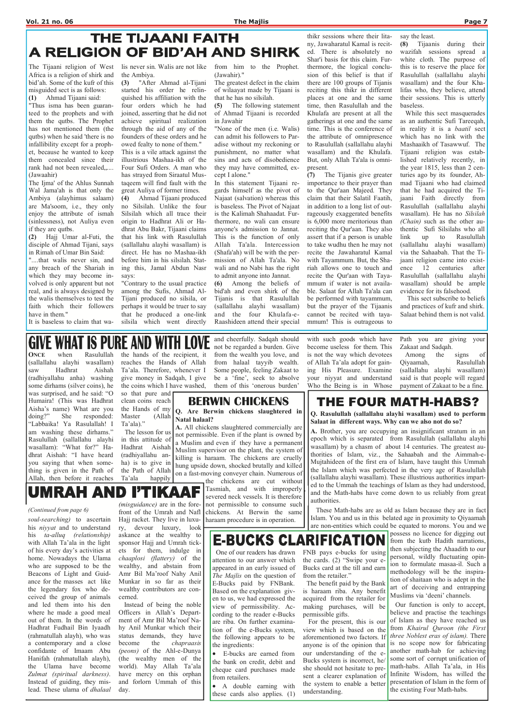# THE TIJAANI FAITH A RELIGION OF BID'AH AND SHIRK

The Tijaani religion of West Africa is a religion of shirk and bid'ah. Some of the kufr of this misguided sect is as follows:

**(1)** Ahmad Tijaani said:

"Thus isma has been guaranteed to the prophets and with them the qutbs. The Prophet has not mentioned them (the qutbs) when he said 'there is no infallibility except for a prophet, because he wanted to keep them concealed since their rank had not been revealed,,.... (Jawaahir)

The Ijma' of the Ahlus Sunnah Wal Jama'ah is that only the Ambiya (alayhimus salaam) are Ma'soom, i.e., they only enjoy the attribute of ismah (sinlessness), not Auliya even if they are qutbs.

**(2)** Hajj Umar al-Futi, the disciple of Ahmad Tijani, says in Rimah of Umar Bin Said:

"....that walis never sin, and any breach of the Shariah in which they may become involved is only apparent but not real, and is always designed by the walis themselves to test the faith which their followers have in them."

It is baseless to claim that walis never sin. Walis are not like the Ambiya.

**(3)** "After Ahmad al-Tijani started his order he relinquished his affiliation with the four orders which he had joined, asserting that he did not achieve spiritual realization through the aid of any of the founders of these orders and he owed fealty to none of them."

This is a vile attack against the illustrious Mashaa-ikh of the Four Sufi Orders. A man who has strayed from Siraatul Mustaqeem will find fault with the great Auliya of former times.

**(4)** Ahmad Tijaani produced no Silsilah. Unlike the four Silsilah which all trace their origin to Hadhrat Ali or Hadhrat Abu Bakr, Tijaani claims that his link with Rasulullah (sallallahu alayhi wasallam) is direct. He has no Mashaa-ikh before him in his silsilah. Stating this, Jamal Abdun Nasr says:

"Contrary to the usual practice among the Sufis, Ahmad Al-Tijani produced no silsila, or perhaps it would be truer to say that he produced a one-link silsila which went directly from him to the Prophet. (Jawahir)."

The greatest defect in the claim of wilaayat made by Tijaani is that he has no silsilah.

**(5)** The following statement of Ahmad Tijaani is recorded in Jawahir

"None of the men (i.e. Walis) can admit his followers to Paradise without my reckoning or punishment, no matter what sins and acts of disobedience they may have committed, except I alone."

In this statement Tijaani regards himself as the pivot of Najaat (salvation) whereas this is baseless. The Pivot of Najaat is the Kalimah Shahaadat. Furthermore, no wali can ensure anyone's admission to Jannat. This is the function of only Allah Ta'ala. Intercession (Shafa'ah) will be with the permission of Allah Ta'ala. No wali and no Nabi has the right to admit anyone into Jannat.

**(6)** Among the beliefs of bid'ah and even shirk of the Tijanis is that Rasulullah (sallallahu alayhi wasallam) and the four Khulafa-e-Raashideen attend their special thikr sessions where their litany, Jawaharatul Kamal is recited. There is absolutely no Shar'i basis for this claim. Furthermore, the logical conclusion of this belief is that if there are 100 groups of Tijanis reciting this thikr in different places at one and the same time, then Rasulullah and the Khulafa are present at all the gatherings at one and the same time. This is the conference of the attribute of omnipresence to Rasulullah (sallallahu alayhi wasallam) and the Khulafa. But, only Allah Ta'ala is omnipresent.

**(7)** The Tijanis give greater importance to their prayer than to the Qur'aan Majeed. They claim that their Salatil Faatih, in addition to a long list of outrageously exaggerated benefits is 6,000 more meritorious than reciting the Qur'aan. They also assert that if a person is unable to take wudhu then he may not recite the Jawaharatul Kamal with Tayammum. But, the Shariah allows one to touch and recite the Qur'aan with Tayammum if water is not available. Salaat for Allah Ta'ala can be performed with tayammum, but the prayer of the Tijaanis cannot be recited with tayammum! This is outrageous to say the least.

**(8)** Tijaanis during their wazifah sessions spread a white cloth. The purpose of this is to reserve the place for Rasulullah (sallallahu alayhi wasallam) and the four Khalifas who, they believe, attend their sessions. This is utterly baseless.

While this sect masquerades as an authentic Sufi Tareeqah, in reality it is a *baatil* sect which has no link with the Mashaaikh of Tasawwuf. The Tijaani religion was established relatively recently, in the year 1815, less than 2 centuries ago by its founder, Ahmad Tijaani who had claimed that he had acquired the Tijaani Faith directly from Rasulullah (sallallahu alayhi wasallam). He has no *Silsilah (Chain)* such as the other authentic Sufi Silsilahs who all link up to Rasulullah (sallallahu alayhi wasallam) via the Sahaabah. That the Tijaani religion came into existence 12 centuries after Rasulullah (sallallahu alayhi wasallam) should be ample evidence for its falsehood.

This sect subscribe to beliefs and practices of kufr and shirk. Salaat behind them is not valid.

# GIVE WHAT IS PURE AND WITH LOVE

**ONCE** when Rasulullah (sallallahu alayhi wasallam) saw Hadhrat Aishah (radhiyallahu anha) washing some dirhams (silver coins), he was surprised, and he said: "O Humaira! (This was Hadhrat Aisha's name) What are you doing?" She responded: "Labbaika! Ya Rasulallah! I am washing these dirhams." Rasulullah (sallallahu alayhi wasallam): "What for?" Hadhrat Aishah: "I have heard you saying that when something is given in the Path of Allah, then before it reaches the hands of the recipient, it reaches the Hands of Allah Ta'ala. Therefore, whenever I give money in Sadqah, I give the coins which I have washed, so that pure and clean coins reach the Hands of my Master (Allah Ta'ala)."

The lesson for us in this attitude of Hadhrat Aishah (radhiyallahu anha) is to give in the Path of Allah Ta'ala happily and cheerfully. Sadqah should not be regarded a burden. Give from the wealth you love, and from halaal tayyib wealth. Some people, feeling Zakaat to be a 'fine', seek to absolve them of this 'onerous burden' with such goods which have become useless for them. This is not the way which devotees of Allah Ta'ala adopt for gaining His Pleasure. Examine your niyyat and understand Who the Being is in Whose Path you are giving your Zakaat and Sadqah.

Among the signs of Qiyaamah, Rasulullah (sallallahu alayhi wasallam) said is that people will regard payment of Zakaat to be a fine.

# BERWIN CHICKENS

**Q. Are Berwin chickens slaughtered in Natal halaal?**

**A.** All chickens slaughtered commercially are not permissible. Even if the plant is owned by a Muslim and even if they have a permanent Muslim supervisor on the plant, the system of killing is haraam. The chickens are cruelly hung upside down, shocked brutally and killed on a fast-moving conveyer chain. Numerous of the chickens are cut without Tasmiah, and with improperly severed neck vessels. It is therefore not permissible to consume such chickens. At Berwin the same haraam procedure is in operation.

# THE FOUR MATH-HABS?

**Q. Rasulullah (sallallahu alayhi wasallam) used to perform Salaat in different ways. Why can we also not do so?**

**A.** Brother, you are occupying an insignificant stratum in an epoch which is separated from Rasulullah (sallallahu alayhi wasallam) by a chasm of about 14 centuries. The greatest authorities of Islam, viz., the Sahaabah and the Aimmah-e-Mujtahideen of the first era of Islam, have taught this Ummah the Islam which was perfected in the very age of Rasulullah (sallallahu alayhi wasallam). These illustrious authorities imparted to the Ummah the teachings of Islam as they had understood, and the Math-habs have come down to us reliably from great authorities.

These Math-habs are as old as Islam because they are in fact Islam. You and us in this belated age in proximity to Qiyaamah are non-entities which could be equated to morons. You and we possess no licence for digging out from the kutb Hadith narrations, then subjecting the Ahaadith to our personal, wildly fluctuating opinion to formulate masaa-il. Such a methodology will be the inspiration of shaitaan who is adept in the art of deceiving and entrapping Muslims via 'deeni' channels.

Our function is only to accept, believe and practise the teachings of Islam as they have reached us from *Khairul Quroon (the First three Noblest eras of islam)*. There is no scope now for fabricating another math-hab for achieving some sort of corrupt unification of math-habs. Allah Ta'ala, in His Infinite Wisdom, has willed the presentation of Islam in the form of the existing Four Math-habs.

# UMRAH AND I'TIKAAF

*(Continued from page 6)*

*soul-searching)* to ascertain his *niyyat* and to understand his *ta-alluq (relationship)* with Allah Ta'ala in the light of his every day's activities at home. Nowadays the Ulama who are supposed to be the Beacons of Light and Guidance for the masses act like the legendary fox who deceived the group of animals and led them into his den where he made a good meal out of them. In the words of Hadhrat Fudhail Bin Iyaadh (rahmatullah alayh), who was a contemporary and a close confidante of Imaam Abu Hanifah (rahmatullah alayh), the Ulama have become *Zulmat (spiritual darkness)*. Instead of guiding, they mislead. These ulama of *dhalaal (misguidance)* are in the forefront of the Umrah and Nafl Hajj racket. They live in luxury, devour luxury, look askance at the wealthy to sponsor Hajj and Umrah tickets for them, indulge in *chaaplosi (flattery)* of the wealthy, and abstain from Amr Bil Ma'roof Nahy Anil Munkar in so far as their wealthy contributors are concerned.

Instead of being the noble Officers in Allah's Department of Amr Bil Ma'roof Nahy Anil Munkar which their status demands, they have become the *chapraasis (peons)* of the Ahl-e-Dunya (the wealthy men of the world). May Allah Ta'ala have mercy on this orphan and forlorn Ummah of this day.

# E-BUCKS CLARIFICATION

One of our readers has drawn attention to our answer which appeared in an early issued of *The Majlis* on the question of E-Bucks paid by FNBank. Based on the explanation given to us, we had expressed the view of permissibility. According to the reader e-Bucks are riba. On further examination of the e-Bucks system, the following appears to be the ingredients:

- E-bucks are earned from the bank on credit, debit and cheque card purchases made from retailers.
- A double earning with these cards also applies. (1) FNB pays e-bucks for using the cards. (2) "Swipe your e-Bucks card at the till and earn from the retailer."

The benefit paid by the Bank is haraam riba. Any benefit acquired from the retailer for making purchases, will be permissible gifts.

For the present, this is our view which is based on the aforementioned two factors. If anyone is of the opinion that our understanding of the e-Bucks system is incorrect, he/she should not hesitate to present a clearer explanation of the system to enable a better understanding.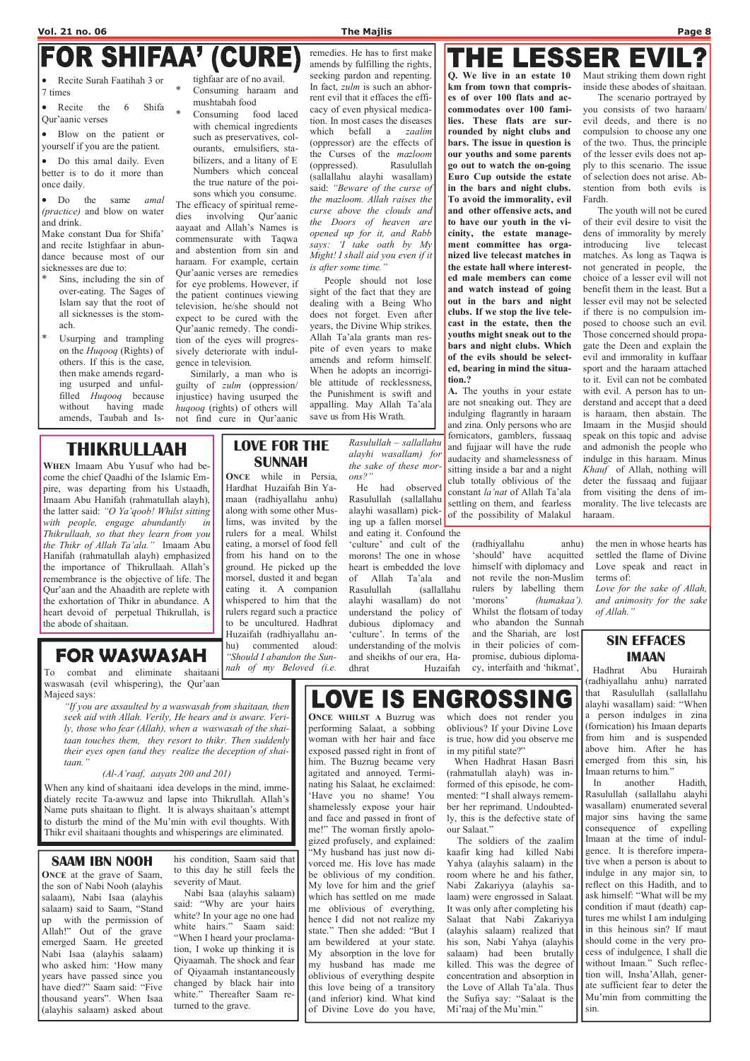# FOR SHIFAA' (CURE)

- Recite Surah Faatihah 3 or 7 times
- Recite the 6 Shifa Qur'aanic verses
- Blow on the patient or yourself if you are the patient.
- Do this amal daily. Even better is to do it more than once daily.
- Do the same *amal (practice)* and blow on water and drink.

Make constant Dua for Shifa' and recite Istighfaar in abundance because most of our sicknesses are due to:

* Sins, including the sin of over-eating. The Sages of Islam say that the root of all sicknesses is the stomach.
* Usurping and trampling on the *Huqooq* (Rights) of others. If this is the case, then make amends regarding usurped and unfulfilled *Huqooq* because without having made amends, Taubah and Istighfaar are of no avail.
* Consuming haraam and mushtabah food
* Consuming food laced with chemical ingredients such as preservatives, colourants, emulsifiers, stabilizers, and a litany of E Numbers which conceal the true nature of the poisons which you consume.

The efficacy of spiritual remedies involving Qur'aanic aayaat and Allah's Names is commensurate with Taqwa and abstention from sin and haraam. For example, certain Qur'aanic verses are remedies for eye problems. However, if the patient continues viewing television, he/she should not expect to be cured with the Qur'aanic remedy. The condition of the eyes will progressively deteriorate with indulgence in television.

Similarly, a man who is guilty of *zulm* (oppression/ injustice) having usurped the *huqooq* (rights) of others will not find cure in Qur'aanic remedies. He has to first make amends by fulfilling the rights, seeking pardon and repenting. In fact, *zulm* is such an abhorrent evil that it effaces the efficacy of even physical medication. In most cases the diseases which befall a *zaalim* (oppressor) are the effects of the Curses of the *mazloom* (oppressed). Rasulullah (sallallahu alayhi wasallam) said: *"Beware of the curse of the mazloom. Allah raises the curse above the clouds and the Doors of heaven are opened up for it, and Rabb says: 'I take oath by My Might! I shall aid you even if it is after some time."*

People should not lose sight of the fact that they are dealing with a Being Who does not forget. Even after years, the Divine Whip strikes. Allah Ta'ala grants man respite of even years to make amends and reform himself. When he adopts an incorrigible attitude of recklessness, the Punishment is swift and appalling. May Allah Ta'ala save us from His Wrath.

# THE LESSER EVIL?

**Q. We live in an estate 10 km from town that comprises of over 100 flats and accommodates over 100 families. These flats are surrounded by night clubs and bars. The issue in question is our youths and some parents go out to watch the on-going Euro Cup outside the estate in the bars and night clubs. To avoid the immorality, evil and other offensive acts, and to have our youth in the vicinity, the estate management committee has organized live telecast matches in the estate hall where interested male members can come and watch instead of going out in the bars and night clubs. If we stop the live telecast in the estate, then the youths might sneak out to the bars and night clubs. Which of the evils should be selected, bearing in mind the situation.?**

**A.** The youths in your estate are not sneaking out. They are indulging flagrantly in haraam and zina. Only persons who are fornicators, gamblers, fussaaq and fujjaar will have the rude audacity and shamelessness of sitting inside a bar and a night club totally oblivious of the constant *la'nat* of Allah Ta'ala settling on them, and fearless of the possibility of Malakul Maut striking them down right inside these abodes of shaitaan.

The scenario portrayed by you consists of two haraam/ evil deeds, and there is no compulsion to choose any one of the two. Thus, the principle of the lesser evils does not apply to this scenario. The issue of selection does not arise. Abstention from both evils is Fardh.

The youth will not be cured of their evil desire to visit the dens of immorality by merely introducing live telecast matches. As long as Taqwa is not generated in people, the choice of a lesser evil will not benefit them in the least. But a lesser evil may not be selected if there is no compulsion imposed to choose such an evil. Those concerned should propagate the Deen and explain the evil and immorality in kuffaar sport and the haraam attached to it. Evil can not be combated with evil. A person has to understand and accept that a deed is haraam, then abstain. The Imaam in the Musjid should speak on this topic and advise and admonish the people who indulge in this haraam. Minus *Khauf* of Allah, nothing will deter the fussaaq and fujjaar from visiting the dens of immorality. The live telecasts are haraam.

# THIKRULLAAH

**WHEN** Imaam Abu Yusuf who had become the chief Qaadhi of the Islamic Empire, was departing from his Ustaadh, Imaam Abu Hanifah (rahmatullah alayh), the latter said: *"O Ya'qoob! Whilst sitting with people, engage abundantly in Thikrullaah, so that they learn from you the Thikr of Allah Ta'ala."* Imaam Abu Hanifah (rahmatullah alayh) emphasized the importance of Thikrullaah. Allah's remembrance is the objective of life. The Qur'aan and the Ahaadith are replete with the exhortation of Thikr in abundance. A heart devoid of perpetual Thikrullah, is the abode of shaitaan.

# LOVE FOR THE SUNNAH

**ONCE** while in Persia, Hardhat Huzaifah Bin Yamaan (radhiyallahu anhu) along with some other Muslims, was invited by the rulers for a meal. Whilst eating, a morsel of food fell from his hand on to the ground. He picked up the morsel, dusted it and began eating it. A companion whispered to him that the rulers regard such a practice to be uncultured. Hadhrat Huzaifah (radhiyallahu anhu) commented aloud: *"Should I abandon the Sunnah of my Beloved (i.e. Rasulullah – sallallahu alayhi wasallam) for the sake of these morons?"*

He had observed Rasulullah (sallallahu alayhi wasallam) picking up a fallen morsel and eating it. Confound the 'culture' and cult of the morons! The one in whose heart is embedded the love of Allah Ta'ala and Rasulullah (sallallahu alayhi wasallam) do not understand the policy of dubious diplomacy and 'culture'. In terms of the understanding of the molvis and sheikhs of our era, Hadhrat Huzaifah (radhiyallahu anhu) 'should' have acquitted himself with diplomacy and not revile the non-Muslim rulers by labelling them 'morons' *(humakaa')*. Whilst the flotsam of today who abandon the Sunnah and the Shariah, are lost in their policies of compromise, dubious diplomacy, interfaith and 'hikmat', the men in whose hearts has settled the flame of Divine Love speak and react in terms of:

*Love for the sake of Allah, and animosity for the sake of Allah."*

# FOR WASWASAH

To combat and eliminate shaitaani waswasah (evil whispering), the Qur'aan Majeed says:

*"If you are assaulted by a waswasah from shaitaan, then seek aid with Allah. Verily, He hears and is aware. Verily, those who fear (Allah), when a waswasah of the shaitaan touches them, they resort to thikr. Then suddenly their eyes open (and they realize the deception of shaitaan."*

*(Al-A'raaf, aayats 200 and 201)*

When any kind of shaitaani idea develops in the mind, immediately recite Ta-awwuz and lapse into Thikrullah. Allah's Name puts shaitaan to flight. It is always shaitaan's attempt to disturb the mind of the Mu'min with evil thoughts. With Thikr evil shaitaani thoughts and whisperings are eliminated.

# SIN EFFACES IMAAN

Hadhrat Abu Hurairah (radhiyallahu anhu) narrated that Rasulullah (sallallahu alayhi wasallam) said: "When a person indulges in zina (fornication) his Imaan departs from him and is suspended above him. After he has emerged from this sin, his Imaan returns to him."

In another Hadith, Rasulullah (sallallahu alayhi wasallam) enumerated several major sins having the same consequence of expelling Imaan at the time of indulgence. It is therefore imperative when a person is about to indulge in any major sin, to reflect on this Hadith, and to ask himself: "What will be my condition if maut (death) captures me whilst I am indulging in this heinous sin? If maut should come in the very process of indulgence, I shall die without Imaan." Such reflection will, Insha'Allah, generate sufficient fear to deter the Mu'min from committing the sin.

# SAAM IBN NOOH

**ONCE** at the grave of Saam, the son of Nabi Nooh (alayhis salaam), Nabi Isaa (alayhis salaam) said to Saam, "Stand up with the permission of Allah!" Out of the grave emerged Saam. He greeted Nabi Isaa (alayhis salaam) who asked him: 'How many years have passed since you have died?" Saam said: "Five thousand years". When Isaa (alayhis salaam) asked about his condition, Saam said that to this day he still feels the severity of Maut.

Nabi Isaa (alayhis salaam) said: "Why are your hairs white? In your age no one had white hairs." Saam said: "When I heard your proclamation, I woke up thinking it is Qiyaamah. The shock and fear of Qiyaamah instantaneously changed by black hair into white." Thereafter Saam returned to the grave.

# LOVE IS ENGROSSING

**ONCE WHILST A** Buzurg was performing Salaat, a sobbing woman with her hair and face exposed passed right in front of him. The Buzrug became very agitated and annoyed. Terminating his Salaat, he exclaimed: 'Have you no shame! You shamelessly expose your hair and face and passed in front of me!" The woman firstly apologized profusely, and explained: "My husband has just now divorced me. His love has made be oblivious of my condition. My love for him and the grief which has settled on me made me oblivious of everything, hence I did not realize my state." Then she added: "But I am bewildered at your state. My absorption in the love for my husband has made me oblivious of everything despite this love being of a transitory (and inferior) kind. What kind of Divine Love do you have, which does not render you oblivious? If your Divine Love is true, how did you observe me in my pitiful state?"

When Hadhrat Hasan Basri (rahmatullah alayh) was informed of this episode, he commented: "I shall always remember her reprimand. Undoubtedly, this is the defective state of our Salaat."

The soldiers of the zaalim kaafir king had killed Nabi Yahya (alayhis salaam) in the room where he and his father, Nabi Zakariyya (alayhis salaam) were engrossed in Salaat. It was only after completing his Salaat that Nabi Zakariyya (alayhis salaam) realized that his son, Nabi Yahya (alayhis salaam) had been brutally killed. This was the degree of concentration and absorption in the Love of Allah Ta'ala. Thus the Sufiya say: "Salaat is the Mi'raaj of the Mu'min."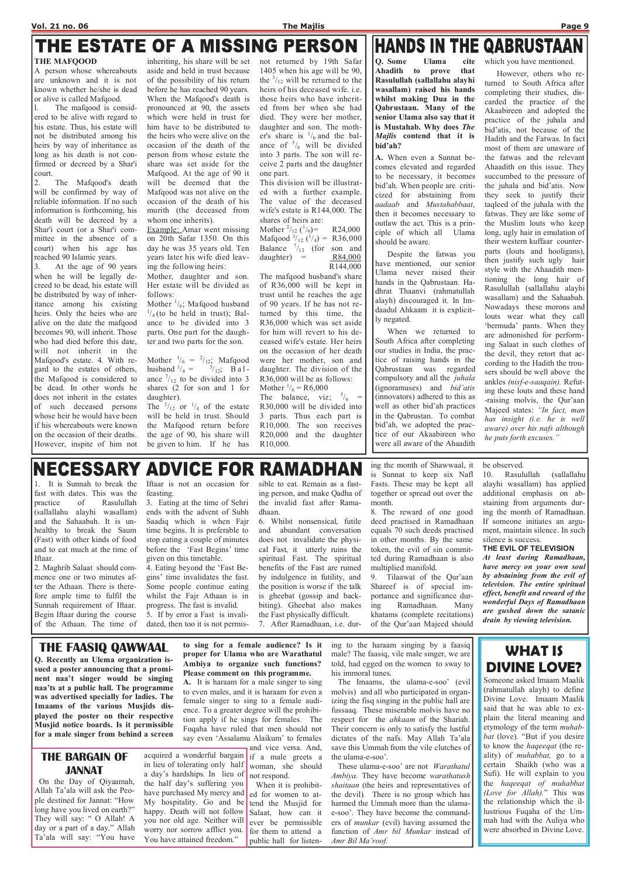# THE ESTATE OF A MISSING PERSON

**THE MAFQOOD**

A person whose whereabouts are unknown and it is not known whether he/she is dead or alive is called Mafqood.

1. The mafqood is considered to be alive with regard to his estate. Thus, his estate will not be distributed among his heirs by way of inheritance as long as his death is not confirmed or decreed by a Shar'i court.

2. The Mafqood's death will be confirmed by way of reliable information. If no such information is forthcoming, his death will be decreed by a Shar'i court (or a Shar'i committee in the absence of a court) when his age has reached 90 Islamic years.

3. At the age of 90 years when he will be legally decreed to be dead, his estate will be distributed by way of inheritance among his existing heirs. Only the heirs who are alive on the date the mafqood becomes 90, will inherit. Those who had died before this date, will not inherit in the Mafqood's estate. 4. With regard to the estates of others, the Mafqood is considered to be dead. In other words he does not inherit in the estates of such deceased persons whose heir he would have been if his whereabouts were known on the occasion of their deaths. However, inspite of him not inheriting, his share will be set aside and held in trust because of the possibility of his return before he has reached 90 years. When the Mafqood's death is pronounced at 90, the assets which were held in trust for him have to be distributed to the heirs who were alive on the occasion of the death of the person from whose estate the share was set aside for the Mafqood. At the age of 90 it will be deemed that the Mafqood was not alive on the occasion of the death of his murith (the deceased from whom one inherits).

Example: Amar went missing on 20th Safar 1350. On this day he was 35 years old. Ten years later his wife died leaving the following heirs:

Mother, daughter and son. Her estate will be divided as follows:

Mother $^1/_6$; Mafqood husband $^1/_4$ (to be held in trust); Balance to be divided into 3 parts. One part for the daughter and two parts for the son.

Mother $^1/_6$ = $^2/_{12}$; Mafqood husband $^1/_4$ = $^3/_{12}$; Balance $^7/_{12}$ to be divided into 3 shares (2 for son and 1 for daughter).

The $^3/_{12}$ or $^1/_4$ of the estate will be held in trust. Should the Mafqood return before the age of 90, his share will be given to him. If he has not returned by 19th Safar 1405 when his age will be 90, the $^3/_{12}$ will be returned to the heirs of his deceased wife. i.e. those heirs who have inherited from her when she had died. They were her mother, daughter and son. The mother's share is $^1/_6$ and the balance of $^5/_6$ will be divided into 3 parts. The son will receive 2 parts and the daughter one part.

This division will be illustrated with a further example. The value of the deceased wife's estate is R144,000. The shares of heirs are:

| | |
|---|---|
| Mother $^2/_{12}$ ($^1/_6$)= | R24,000 |
| Mafqood $^3/_{12}$ ($^1/_4$) = | R36,000 |
| Balance $^7/_{12}$ (for son and daughter) = | R84,000 |
| | R144,000 |

The mafqood husband's share of R36,000 will be kept in trust until he reaches the age of 90 years. If he has not returned by this time, the R36,000 which was set aside for him will revert to his deceased wife's estate. Her heirs on the occasion of her death were her mother, son and daughter. The division of the R36,000 will be as follows:

Mother $^1/_6$ = R6,000

The balance, viz; $^5/_6$ = R30,000 will be divided into 3 parts. Thus each part is R10,000. The son receives R20,000 and the daughter R10,000.

# HANDS IN THE QABRUSTAAN

**Q. Some Ulama cite Ahadith to prove that Rasulullah (sallallahu alayhi wasallam) raised his hands whilst making Dua in the Qabrustaan. Many of the senior Ulama also say that it is Mustahab. Why does *The Majlis* contend that it is bid'ah?**

**A.** When even a Sunnat becomes elevated and regarded to be necessary, it becomes bid'ah. When people are criticized for abstaining from *aadaab* and *Mustahabbaat*, then it becomes necessary to outlaw the act. This is a principle of which all Ulama should be aware.

Despite the fatwas you have mentioned, our senior Ulama never raised their hands in the Qabrustaan. Hadhrat Thaanvi (rahmatullah alayh) discouraged it. In Imdaadul Ahkaam it is explicitly negated.

When we returned to South Africa after completing our studies in India, the practice of raising hands in the Qabrustaan was regarded compulsory and all the *juhala* (ignoramuses) and *bid'atis* (innovators) adhered to this as well as other bid'ah practices in the Qabrustan. To combat bid'ah, we adopted the practice of our Akaabireen who were all aware of the Ahaadith which you have mentioned.

However, others who returned to South Africa after completing their studies, discarded the practice of the Akaabireen and adopted the practice of the juhala and bid'atis, not because of the Hadith and the Fatwas. In fact most of them are unaware of the fatwas and the relevant Ahaadith on this issue. They succumbed to the pressure of the juhala and bid'atis. Now they seek to justify their taqleed of the juhala with the fatwas. They are like some of the Muslim louts who keep long, ugly hair in emulation of their western kuffaar counterparts (louts and hooligans), then justify such ugly hair style with the Ahaadith mentioning the long hair of Rasulullah (sallallahu alayhi wasallam) and the Sahaabah. Nowadays these morons and louts wear what they call 'bermuda' pants. When they are admonished for performing Salaat in such clothes of the devil, they retort that according to the Hadith the trousers should be well above the ankles *(nisf-e-saaqain).* Refuting these louts and these hand-raising molvis, the Qur'aan Majeed states: *"In fact, man has insight (i.e. he is well aware) over his nafs although he puts forth excuses."*

# NECESSARY ADVICE FOR RAMADHAN

1. It is Sunnah to break the fast with dates. This was the practice of Rasulullah (sallallahu alayhi wasallam) and the Sahaabah. It is unhealthy to break the Saum (Fast) with other kinds of food and to eat much at the time of Iftaar.

2. Maghrib Salaat should commence one or two minutes after the Athaan. There is therefore ample time to fulfil the Sunnah requirement of Iftaar. Begin Iftaar during the course of the Athaan. The time of Iftaar is not an occasion for feasting.

3. Eating at the time of Sehri ends with the advent of Subh Saadiq which is when Fajr time begins. It is preferable to stop eating a couple of minutes before the 'Fast Begins' time given on this timetable.

4. Eating beyond the 'Fast Begins' time invalidates the fast. Some people continue eating whilst the Fajr Athaan is in progress. The fast is invalid.

5. If by error a Fast is invalidated, then too it is not permissible to eat. Remain as a fasting person, and make Qadha of the invalid fast after Ramadhaan.

6. Whilst nonsensical, futile and abundant conversation does not invalidate the physical Fast, it utterly ruins the spiritual Fast. The spiritual benefits of the Fast are ruined by indulgence in futility, and the position is worse if the talk is gheebat (gossip and backbiting). Gheebat also makes the Fast physically difficult.

7. After Ramadhaan, i.e. during the month of Shawwaal, it is Sunnat to keep six Nafl Fasts. These may be kept all together or spread out over the month.

8. The reward of one good deed practised in Ramadhaan equals 70 such deeds practised in other months. By the same token, the evil of sin committed during Ramadhaan is also multiplied manifold.

9. Tilaawat of the Qur'aan Shareef is of special importance and significance during Ramadhaan. Many khatams (complete recitations) of the Qur'aan Majeed should be observed.

10. Rasulullah (sallallahu alayhi wasallam) has applied additional emphasis on abstaining from arguments during the month of Ramadhaan. If someone initiates an argument, maintain silence. In such silence is success.

**THE EVIL OF TELEVISION**

***At least during Ramadhaan, have mercy on your own soul by abstaining from the evil of television. The entire spiritual effect, benefit and reward of the wonderful Days of Ramadhaan are gushed down the satanic drain by viewing television.***

## THE FAASIQ QAWWAAL

**Q. Recently an Ulema organization issued a poster announcing that a prominent naa't singer would be singing naa'ts at a public hall. The programme was advertised specially for ladies. The Imaams of the various Musjids displayed the poster on their respective Musjid notice boards. Is it permissible for a male singer from behind a screen to sing for a female audience? Is it proper for Ulama who are Warathatul Ambiya to organize such functions? Please comment on this programme.**

**A.** It is haraam for a male singer to sing to even males, and it is haraam for even a female singer to sing to a female audience. To a greater degree will the prohibition apply if he sings for females. The Fuqaha have ruled that men should not say even 'Assalamu Alaikum' to females and vice versa. And, if a male greets a woman, she should not respond.

When it is prohibited for women to attend the Musjid for Salaat, how can it ever be permissible for them to attend a public hall for listening to the haraam singing by a faasiq male? The faasiq, vile male singer, we are told, had egged on the women to sway to his immoral tunes.

The Imaams, the ulama-e-soo' (evil molvis) and all who participated in organizing the fisq singing in the public hall are fussaaq. These miserable molvis have no respect for the *ahkaam* of the Shariah. Their concern is only to satisfy the lustful dictates of the nafs. May Allah Ta'ala save this Ummah from the vile clutches of the ulama-e-soo'.

These ulama-e-soo' are not *Warathatul Ambiya.* They have become *warathatush shaitaan* (the heirs and representatives of the devil). There is no group which has harmed the Ummah more than the ulama-e-soo'. They have become the commanders of *munkar* (evil) having assumed the function of *Amr bil Munkar* instead of *Amr Bil Ma'roof.*

## THE BARGAIN OF JANNAT

On the Day of Qiyaamah, Allah Ta'ala will ask the People destined for Jannat: "How long have you lived on earth?" They will say: " O Allah! A day or a part of a day." Allah Ta'ala will say: "You have acquired a wonderful bargain in lieu of tolerating only half a day's hardships. In lieu of the half day's suffering you have purchased My mercy and My hospitality. Go and be happy. Death will not follow you nor old age. Neither will worry nor sorrow afflict you. You have attained freedom."

## WHAT IS DIVINE LOVE?

Someone asked Imaam Maalik (rahmatullah alayh) to define Divine Love. Imaam Maalik said that he was able to explain the literal meaning and etymology of the term *muhabbat* (love). "But if you desire to know the *haqeeqat* (the reality) of *muhabbat,* go to a certain Shaikh (who was a Sufi). He will explain to you the *haqeeqat of muhabbat (Love for Allah).*" This was the relationship which the illustrious Fuqaha of the Ummah had with the Auliya who were absorbed in Divine Love.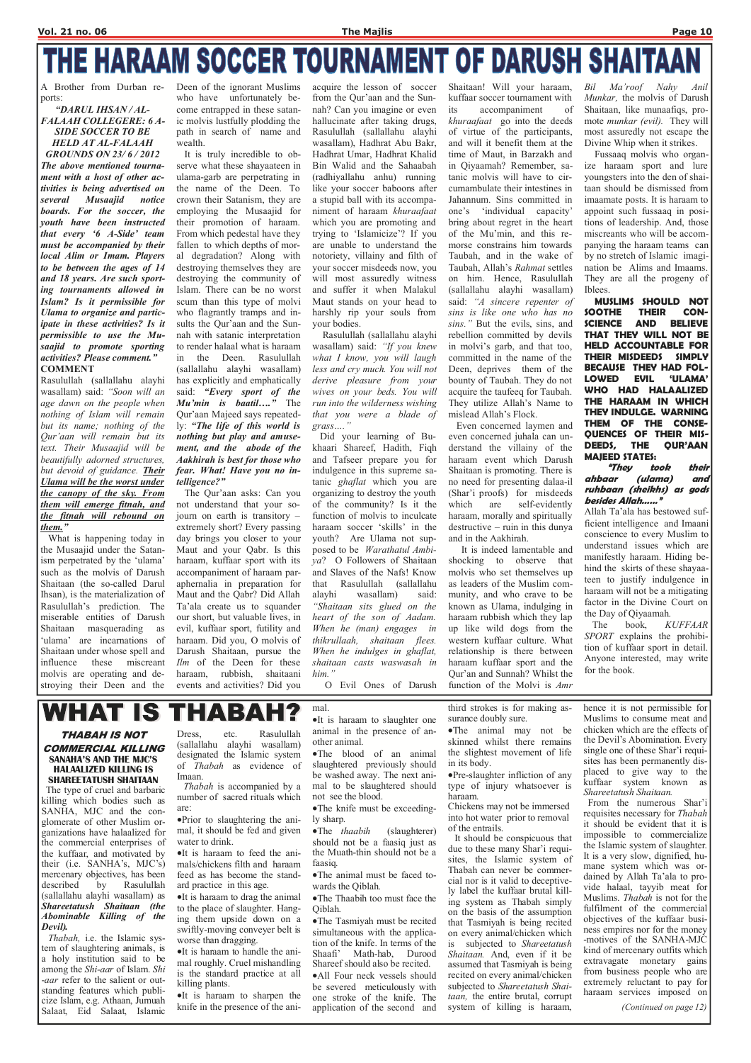# THE HARAAM SOCCER TOURNAMENT OF DARUSH SHAITAAN

A Brother from Durban reports:

***"DARUL IHSAN / AL-FALAAH COLLEGERE: 6 A-SIDE SOCCER TO BE HELD AT AL-FALAAH GROUNDS ON 23/ 6 / 2012***
***The above mentioned tournament with a host of other activities is being advertised on several Musaajid notice boards. For the soccer, the youth have been instructed that every '6 A-Side' team must be accompanied by their local Alim or Imam. Players to be between the ages of 14 and 18 years. Are such sporting tournaments allowed in Islam? Is it permissible for Ulama to organize and participate in these activities? Is it permissible to use the Musaajid to promote sporting activities? Please comment."***

**COMMENT**

Rasulullah (sallallahu alayhi wasallam) said: *"Soon will an age dawn on the people when nothing of Islam will remain but its name; nothing of the Qur'aan will remain but its text. Their Musaajid will be beautifully adorned structures, but devoid of guidance.* ***Their Ulama will be the worst under the canopy of the sky. From them will emerge fitnah, and the fitnah will rebound on them."***

What is happening today in the Musaajid under the Satanism perpetrated by the 'ulama' such as the molvis of Darush Shaitaan (the so-called Darul Ihsan), is the materialization of Rasulullah's prediction. The miserable entities of Darush Shaitaan masquerading as 'ulama' are incarnations of Shaitaan under whose spell and influence these miscreant molvis are operating and destroying their Deen and the Deen of the ignorant Muslims who have unfortunately become entrapped in these satanic molvis lustfully plodding the path in search of name and wealth.

It is truly incredible to observe what these shayaateen in ulama-garb are perpetrating in the name of the Deen. To crown their Satanism, they are employing the Musaajid for their promotion of haraam. From which pedestal have they fallen to which depths of moral degradation? Along with destroying themselves they are destroying the community of Islam. There can be no worst scum than this type of molvi who flagrantly tramps and insults the Qur'aan and the Sunnah with satanic interpretation to render halaal what is haraam in the Deen. Rasulullah (sallallahu alayhi wasallam) has explicitly and emphatically said: ***"Every sport of the Mu'min is baatil…."*** The Qur'aan Majeed says repeatedly: ***"The life of this world is nothing but play and amusement, and the abode of the Aakhirah is best for those who fear. What! Have you no intelligence?"***

The Qur'aan asks: Can you not understand that your sojourn on earth is transitory – extremely short? Every passing day brings you closer to your Maut and your Qabr. Is this haraam, kuffaar sport with its accompaniment of haraam paraphernalia in preparation for Maut and the Qabr? Did Allah Ta'ala create us to squander our short, but valuable lives, in evil, kuffaar sport, futility and haraam. Did you, O molvis of Darush Shaitaan, pursue the *Ilm* of the Deen for these haraam, rubbish, shaitaani events and activities? Did you acquire the lesson of soccer from the Qur'aan and the Sunnah? Can you imagine or even hallucinate after taking drugs, Rasulullah (sallallahu alayhi wasallam), Hadhrat Abu Bakr, Hadhrat Umar, Hadhrat Khalid Bin Walid and the Sahaabah (radhiyallahu anhu) running like your soccer baboons after a stupid ball with its accompaniment of haraam *khuraafaat* which you are promoting and trying to 'Islamicize'? If you are unable to understand the notoriety, villainy and filth of your soccer misdeeds now, you will most assuredly witness and suffer it when Malakul Maut stands on your head to harshly rip your souls from your bodies.

Rasulullah (sallallahu alayhi wasallam) said: *"If you knew what I know, you will laugh less and cry much. You will not derive pleasure from your wives on your beds. You will run into the wilderness wishing that you were a blade of grass…."*

Did your learning of Bukhaari Shareef, Hadith, Fiqh and Tafseer prepare you for indulgence in this supreme satanic *ghaflat* which you are organizing to destroy the youth of the community? Is it the function of molvis to inculcate haraam soccer 'skills' in the youth? Are Ulama not supposed to be *Warathatul Ambiya*? O Followers of Shaitaan and Slaves of the Nafs! Know that Rasulullah (sallallahu alayhi wasallam) said: *"Shaitaan sits glued on the heart of the son of Aadam. When he (man) engages in thikrullaah, shaitaan flees. When he indulges in ghaflat, shaitaan casts waswasah in him."*

O Evil Ones of Darush Shaitaan! Will your haraam, kuffaar soccer tournament with its accompaniment of *khuraafaat* go into the deeds of virtue of the participants, and will it benefit them at the time of Maut, in Barzakh and in Qiyaamah? Remember, satanic molvis will have to circumambulate their intestines in Jahannum. Sins committed in one's 'individual capacity' bring about regret in the heart of the Mu'min, and this remorse constrains him towards Taubah, and in the wake of Taubah, Allah's *Rahmat* settles on him. Hence, Rasulullah (sallallahu alayhi wasallam) said: *"A sincere repenter of sins is like one who has no sins."* But the evils, sins, and rebellion committed by devils in molvi's garb, and that too, committed in the name of the Deen, deprives them of the bounty of Taubah. They do not acquire the taufeeq for Taubah. They utilize Allah's Name to mislead Allah's Flock.

Even concerned laymen and even concerned juhala can understand the villainy of the haraam event which Darush Shaitaan is promoting. There is no need for presenting dalaa-il (Shar'i proofs) for misdeeds which are self-evidently haraam, morally and spiritually destructive – ruin in this dunya and in the Aakhirah.

It is indeed lamentable and shocking to observe that molvis who set themselves up as leaders of the Muslim community, and who crave to be known as Ulama, indulging in haraam rubbish which they lap up like wild dogs from the western kuffaar culture. What relationship is there between haraam kuffaar sport and the Qur'an and Sunnah? Whilst the function of the Molvi is *Amr Bil Ma'roof Nahy Anil Munkar,* the molvis of Darush Shaitaan, like munaafiqs, promote *munkar (evil).* They will most assuredly not escape the Divine Whip when it strikes.

Fussaaq molvis who organize haraam sport and lure youngsters into the den of shaitaan should be dismissed from imaamate posts. It is haraam to appoint such fussaaq in positions of leadership. And, those miscreants who will be accompanying the haraam teams can by no stretch of Islamic imagination be Alims and Imaams. They are all the progeny of Iblees.

**MUSLIMS SHOULD NOT SOOTHE THEIR CONSCIENCE AND BELIEVE THAT THEY WILL NOT BE HELD ACCOUNTABLE FOR THEIR MISDEEDS SIMPLY BECAUSE THEY HAD FOLLOWED EVIL 'ULAMA' WHO HAD HALAALIZED THE HARAAM IN WHICH THEY INDULGE. WARNING THEM OF THE CONSEQUENCES OF THEIR MISDEEDS, THE QUR'AAN MAJEED STATES:**

***"They took their ahbaar (ulama) and ruhbaan (sheikhs) as gods besides Allah……"***

Allah Ta'ala has bestowed sufficient intelligence and Imaani conscience to every Muslim to understand issues which are manifestly haraam. Hiding behind the skirts of these shayaateen to justify indulgence in haraam will not be a mitigating factor in the Divine Court on the Day of Qiyaamah.

The book, *KUFFAAR SPORT* explains the prohibition of kuffaar sport in detail. Anyone interested, may write for the book.

# WHAT IS THABAH?

### *THABAH IS NOT COMMERCIAL KILLING*
### SANAHA'S AND THE MJC'S HALAALIZED KILLING IS SHAREETATUSH SHAITAAN

The type of cruel and barbaric killing which bodies such as SANHA, MJC and the conglomerate of other Muslim organizations have halaalized for the commercial enterprises of the kuffaar, and motivated by their (i.e. SANHA's, MJC's) mercenary objectives, has been described by Rasulullah (sallallahu alayhi wasallam) as ***Shareetatush Shaitaan (the Abominable Killing of the Devil).***

*Thabah,* i.e. the Islamic system of slaughtering animals, is a holy institution said to be among the *Shi-aar* of Islam. *Shi-aar* refer to the salient or outstanding features which publicize Islam, e.g. Athaan, Jumuah Salaat, Eid Salaat, Islamic Dress, etc. Rasulullah (sallallahu alayhi wasallam) designated the Islamic system of *Thabah* as evidence of Imaan.

*Thabah* is accompanied by a number of sacred rituals which are:

- Prior to slaughtering the animal, it should be fed and given water to drink.
- It is haraam to feed the animals/chickens filth and haraam feed as has become the standard practice in this age.
- It is haraam to drag the animal to the place of slaughter. Hanging them upside down on a swiftly-moving conveyer belt is worse than dragging.
- It is haraam to handle the animal roughly. Cruel mishandling is the standard practice at all killing plants.
- It is haraam to sharpen the knife in the presence of the animal.
- It is haraam to slaughter one animal in the presence of another animal.
- The blood of an animal slaughtered previously should be washed away. The next animal to be slaughtered should not see the blood.
- The knife must be exceedingly sharp.
- The *thaabih* (slaughterer) should not be a faasiq just as the Muath-thin should not be a faasiq.
- The animal must be faced towards the Qiblah.
- The Thaabih too must face the Qiblah.
- The Tasmiyah must be recited simultaneous with the application of the knife. In terms of the Shaafi' Math-hab, Durood Shareef should also be recited.
- All Four neck vessels should be severed meticulously with one stroke of the knife. The application of the second and third strokes is for making assurance doubly sure.
- The animal may not be skinned whilst there remains the slightest movement of life in its body.
- Pre-slaughter infliction of any type of injury whatsoever is haraam.

Chickens may not be immersed into hot water prior to removal of the entrails.

It should be conspicuous that due to these many Shar'i requisites, the Islamic system of Thabah can never be commercial nor is it valid to deceptively label the kuffaar brutal killing system as Thabah simply on the basis of the assumption that Tasmiyah is being recited on every animal/chicken which is subjected to *Shareetatush Shaitaan.* And, even if it be assumed that Tasmiyah is being recited on every animal/chicken subjected to *Shareetatush Shaitaan,* the entire brutal, corrupt system of killing is haraam, hence it is not permissible for Muslims to consume meat and chicken which are the effects of the Devil's Abomination. Every single one of these Shar'i requisites has been permanently displaced to give way to the kuffaar system known as *Shareetatush Shaitaan.*

From the numerous Shar'i requisites necessary for *Thabah* it should be evident that it is impossible to commercialize the Islamic system of slaughter. It is a very slow, dignified, humane system which was ordained by Allah Ta'ala to provide halaal, tayyib meat for Muslims. *Thabah* is not for the fulfilment of the commercial objectives of the kuffaar business empires nor for the money-motives of the SANHA-MJC kind of mercenary outfits which extravagate monetary gains from business people who are extremely reluctant to pay for haraam services imposed on

*(Continued on page 12)*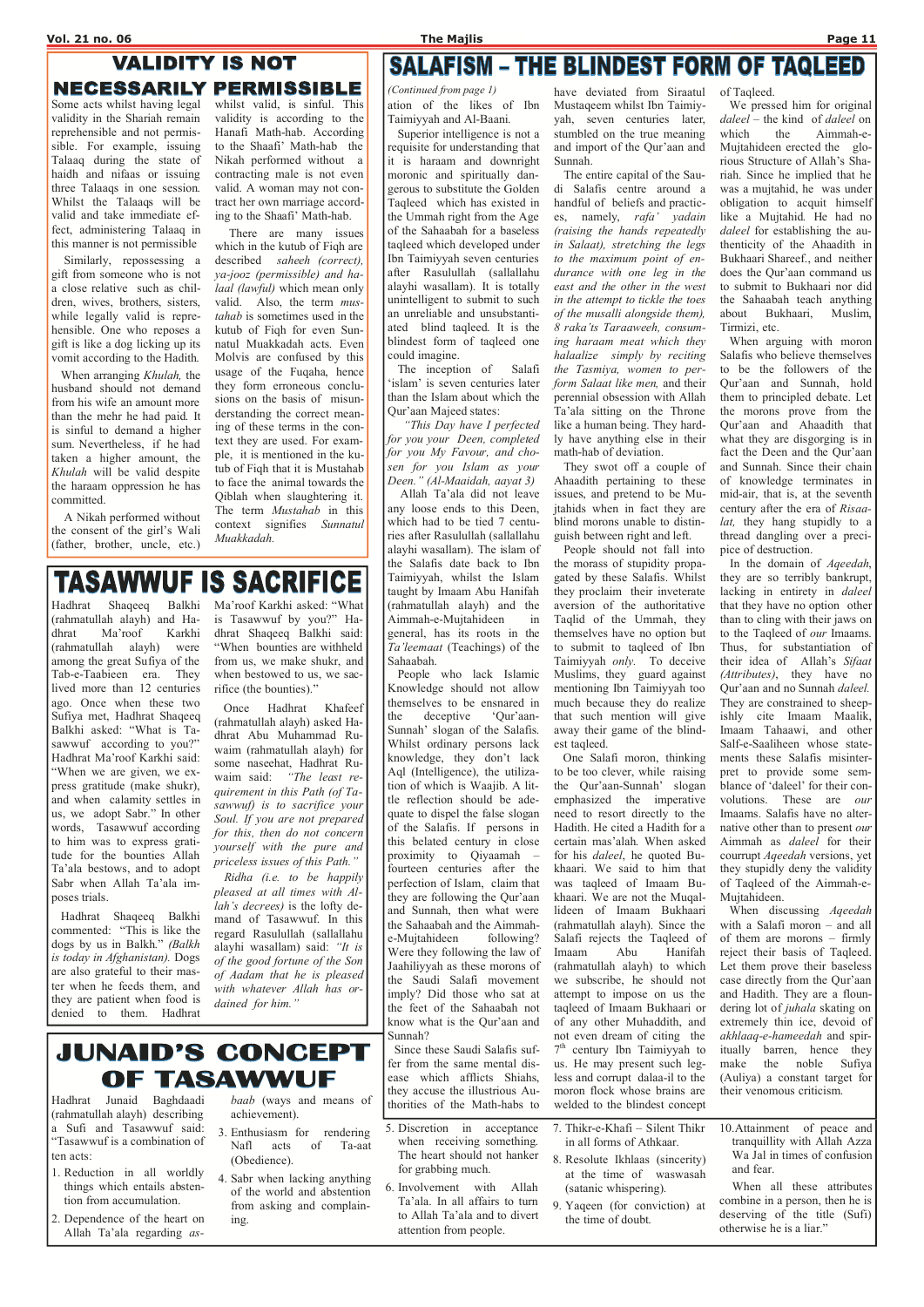## VALIDITY IS NOT NECESSARILY PERMISSIBLE

Some acts whilst having legal validity in the Shariah remain reprehensible and not permissible. For example, issuing Talaaq during the state of haidh and nifaas or issuing three Talaaqs in one session. Whilst the Talaaqs will be valid and take immediate effect, administering Talaaq in this manner is not permissible

Similarly, repossessing a gift from someone who is not a close relative such as children, wives, brothers, sisters, while legally valid is reprehensible. One who reposes a gift is like a dog licking up its vomit according to the Hadith.

When arranging *Khulah,* the husband should not demand from his wife an amount more than the mehr he had paid. It is sinful to demand a higher sum. Nevertheless, if he had taken a higher amount, the *Khulah* will be valid despite the haraam oppression he has committed.

A Nikah performed without the consent of the girl's Wali (father, brother, uncle, etc.) whilst valid, is sinful. This validity is according to the Hanafi Math-hab. According to the Shaafi' Math-hab the Nikah performed without a contracting male is not even valid. A woman may not contract her own marriage according to the Shaafi' Math-hab.

There are many issues which in the kutub of Fiqh are described *saheeh (correct), ya-jooz (permissible) and halaal (lawful)* which mean only valid. Also, the term *mustahab* is sometimes used in the kutub of Fiqh for even Sunnatul Muakkadah acts. Even Molvis are confused by this usage of the Fuqaha, hence they form erroneous conclusions on the basis of misunderstanding the correct meaning of these terms in the context they are used. For example, it is mentioned in the kutub of Fiqh that it is Mustahab to face the animal towards the Qiblah when slaughtering it. The term *Mustahab* in this context signifies *Sunnatul Muakkadah.*

## SALAFISM – THE BLINDEST FORM OF TAQLEED

*(Continued from page 1)*

ation of the likes of Ibn Taimiyyah and Al-Baani.

Superior intelligence is not a requisite for understanding that it is haraam and downright moronic and spiritually dangerous to substitute the Golden Taqleed which has existed in the Ummah right from the Age of the Sahaabah for a baseless taqleed which developed under Ibn Taimiyyah seven centuries after Rasulullah (sallallahu alayhi wasallam). It is totally unintelligent to submit to such an unreliable and unsubstantiated blind taqleed. It is the blindest form of taqleed one could imagine.

The inception of Salafi 'islam' is seven centuries later than the Islam about which the Qur'aan Majeed states:

*"This Day have I perfected for you your Deen, completed for you My Favour, and chosen for you Islam as your Deen." (Al-Maaidah, aayat 3)*

Allah Ta'ala did not leave any loose ends to this Deen, which had to be tied 7 centuries after Rasulullah (sallallahu alayhi wasallam). The islam of the Salafis date back to Ibn Taimiyyah, whilst the Islam taught by Imaam Abu Hanifah (rahmatullah alayh) and the Aimmah-e-Mujtahideen in general, has its roots in the *Ta'leemaat* (Teachings) of the Sahaabah.

People who lack Islamic Knowledge should not allow themselves to be ensnared in the deceptive 'Qur'aan-Sunnah' slogan of the Salafis. Whilst ordinary persons lack knowledge, they don't lack Aql (Intelligence), the utilization of which is Waajib. A little reflection should be adequate to dispel the false slogan of the Salafis. If persons in this belated century in close proximity to Qiyaamah – fourteen centuries after the perfection of Islam, claim that they are following the Qur'aan and Sunnah, then what were the Sahaabah and the Aimmah-e-Mujtahideen following? Were they following the law of Jaahiliyyah as these morons of the Saudi Salafi movement imply? Did those who sat at the feet of the Sahaabah not know what is the Qur'aan and Sunnah?

Since these Saudi Salafis suffer from the same mental disease which afflicts Shiahs, they accuse the illustrious Authorities of the Math-habs to have deviated from Siraatul Mustaqeem whilst Ibn Taimiyyah, seven centuries later, stumbled on the true meaning and import of the Qur'aan and Sunnah.

The entire capital of the Saudi Salafis centre around a handful of beliefs and practices, namely, *rafa' yadain (raising the hands repeatedly in Salaat), stretching the legs to the maximum point of endurance with one leg in the east and the other in the west in the attempt to tickle the toes of the musalli alongside them), 8 raka'ts Taraaweeh, consuming haraam meat which they halaalize simply by reciting the Tasmiya, women to perform Salaat like men,* and their perennial obsession with Allah Ta'ala sitting on the Throne like a human being. They hardly have anything else in their math-hab of deviation.

They swot off a couple of Ahaadith pertaining to these issues, and pretend to be Mujtahids when in fact they are blind morons unable to distinguish between right and left.

People should not fall into the morass of stupidity propagated by these Salafis. Whilst they proclaim their inveterate aversion of the authoritative Taqlid of the Ummah, they themselves have no option but to submit to taqleed of Ibn Taimiyyah *only.* To deceive Muslims, they guard against mentioning Ibn Taimiyyah too much because they do realize that such mention will give away their game of the blindest taqleed.

One Salafi moron, thinking to be too clever, while raising the 'Qur'aan-Sunnah' slogan emphasized the imperative need to resort directly to the Hadith. He cited a Hadith for a certain mas'alah. When asked for his *daleel,* he quoted Bukhaari. We said to him that was taqleed of Imaam Bukhaari. We are not the Muqallideen of Imaam Bukhaari (rahmatullah alayh). Since the Salafi rejects the Taqleed of Imaam Abu Hanifah (rahmatullah alayh) to which we subscribe, he should not attempt to impose on us the taqleed of Imaam Bukhaari or of any other Muhaddith, and not even dream of citing the 7th century Ibn Taimiyyah to us. He may present such legless and corrupt dalaa-il to the moron flock whose brains are welded to the blindest concept of Taqleed.

We pressed him for original *daleel* – the kind of *daleel* on which the Aimmah-e-Mujtahideen erected the glorious Structure of Allah's Shariah. Since he implied that he was a mujtahid, he was under obligation to acquit himself like a Mujtahid. He had no *daleel* for establishing the authenticity of the Ahaadith in Bukhaari Shareef., and neither does the Qur'aan command us to submit to Bukhaari nor did the Sahaabah teach anything about Bukhaari, Muslim, Tirmizi, etc.

When arguing with moron Salafis who believe themselves to be the followers of the Qur'aan and Sunnah, hold them to principled debate. Let the morons prove from the Qur'aan and Ahaadith that what they are disgorging is in fact the Deen and the Qur'aan and Sunnah. Since their chain of knowledge terminates in mid-air, that is, at the seventh century after the era of *Risaalat,* they hang stupidly to a thread dangling over a precipice of destruction.

In the domain of *Aqeedah,* they are so terribly bankrupt, lacking in entirety in *daleel* that they have no option other than to cling with their jaws on to the Taqleed of *our* Imaams. Thus, for substantiation of their idea of Allah's *Sifaat (Attributes),* they have no Qur'aan and no Sunnah *daleel.* They are constrained to sheepishly cite Imaam Maalik, Imaam Tahaawi, and other Salf-e-Saaliheen whose statements these Salafis misinterpret to provide some semblance of 'daleel' for their convolutions. These are *our* Imaams. Salafis have no alternative other than to present *our* Aimmah as *daleel* for their courrupt *Aqeedah* versions, yet they stupidly deny the validity of Taqleed of the Aimmah-e-Mujtahideen.

When discussing *Aqeedah* with a Salafi moron – and all of them are morons – firmly reject their basis of Taqleed. Let them prove their baseless case directly from the Qur'aan and Hadith. They are a floundering lot of *juhala* skating on extremely thin ice, devoid of *akhlaaq-e-hameedah* and spiritually barren, hence they make the noble Sufiya (Auliya) a constant target for their venomous criticism.

## TASAWWUF IS SACRIFICE

Hadhrat Shaqeeq Balkhi (rahmatullah alayh) and Hadhrat Ma'roof Karkhi (rahmatullah alayh) were among the great Sufiya of the Tab-e-Taabieen era. They lived more than 12 centuries ago. Once when these two Sufiya met, Hadhrat Shaqeeq Balkhi asked: "What is Tasawwuf according to you?" Hadhrat Ma'roof Karkhi said: "When we are given, we express gratitude (make shukr), and when calamity settles in us, we adopt Sabr." In other words, Tasawwuf according to him was to express gratitude for the bounties Allah Ta'ala bestows, and to adopt Sabr when Allah Ta'ala imposes trials.

Hadhrat Shaqeeq Balkhi commented: "This is like the dogs by us in Balkh." *(Balkh is today in Afghanistan).* Dogs are also grateful to their master when he feeds them, and they are patient when food is denied to them. Hadhrat Ma'roof Karkhi asked: "What is Tasawwuf by you?" Hadhrat Shaqeeq Balkhi said: "When bounties are withheld from us, we make shukr, and when bestowed to us, we sacrifice (the bounties)."

Once Hadhrat Khafeef (rahmatullah alayh) asked Hadhrat Abu Muhammad Ruwaim (rahmatullah alayh) for some naseehat, Hadhrat Ruwaim said: *"The least requirement in this Path (of Tasawwuf) is to sacrifice your Soul. If you are not prepared for this, then do not concern yourself with the pure and priceless issues of this Path."*

*Ridha (i.e. to be happily pleased at all times with Allah's decrees)* is the lofty demand of Tasawwuf. In this regard Rasulullah (sallallahu alayhi wasallam) said: *"It is of the good fortune of the Son of Aadam that he is pleased with whatever Allah has ordained for him."*

## JUNAID'S CONCEPT OF TASAWWUF

Hadhrat Junaid Baghdaadi (rahmatullah alayh) describing a Sufi and Tasawwuf said: "Tasawwuf is a combination of ten acts:

1. Reduction in all worldly things which entails abstention from accumulation.
2. Dependence of the heart on Allah Ta'ala regarding *asbaab* (ways and means of achievement).
3. Enthusiasm for rendering Nafl acts of Ta-aat (Obedience).
4. Sabr when lacking anything of the world and abstention from asking and complaining.
5. Discretion in acceptance when receiving something. The heart should not hanker for grabbing much.
6. Involvement with Allah Ta'ala. In all affairs to turn to Allah Ta'ala and to divert attention from people.
7. Thikr-e-Khafi – Silent Thikr in all forms of Athkaar.
8. Resolute Ikhlaas (sincerity) at the time of waswasah (satanic whispering).
9. Yaqeen (for conviction) at the time of doubt.
10. Attainment of peace and tranquillity with Allah Azza Wa Jal in times of confusion and fear.

When all these attributes combine in a person, then he is deserving of the title (Sufi) otherwise he is a liar."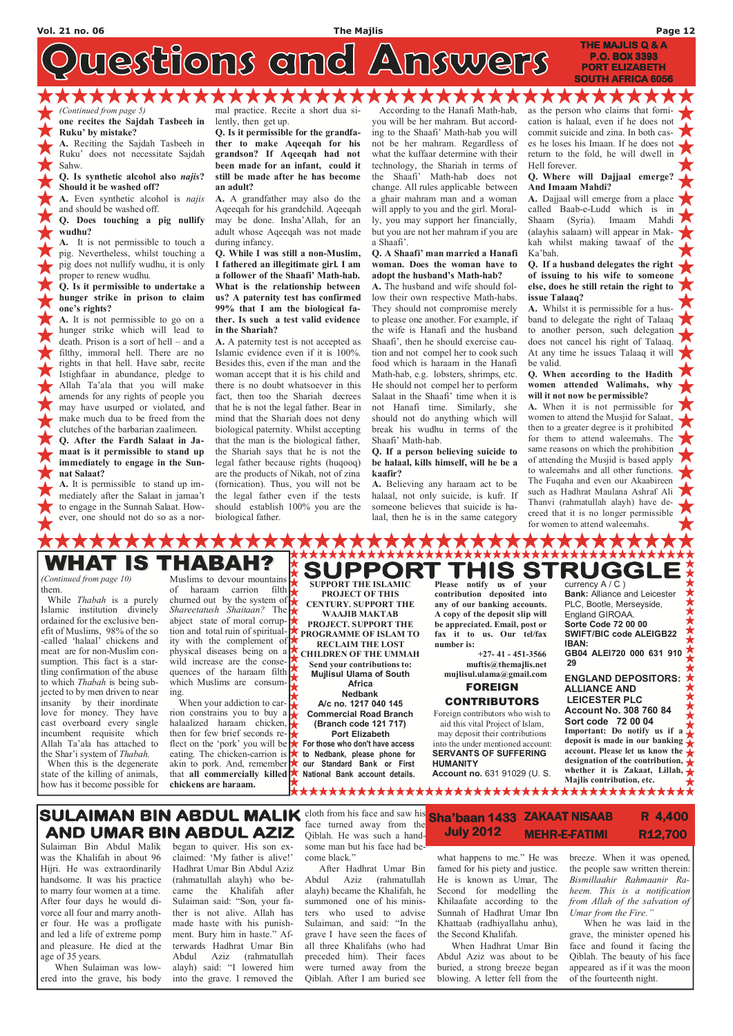# Questions and Answers

THE MAJLIS Q & A
P.O. BOX 3393
PORT ELIZABETH
SOUTH AFRICA 6056

*(Continued from page 5)*

**one recites the Sajdah Tasbeeh in Ruku' by mistake?**

**A.** Reciting the Sajdah Tasbeeh in Ruku' does not necessitate Sajdah Sahw.

**Q. Is synthetic alcohol also *najis*? Should it be washed off?**

**A.** Even synthetic alcohol is *najis* and should be washed off.

**Q. Does touching a pig nullify wudhu?**

**A.** It is not permissible to touch a pig. Nevertheless, whilst touching a pig does not nullify wudhu, it is only proper to renew wudhu.

**Q. Is it permissible to undertake a hunger strike in prison to claim one's rights?**

**A.** It is not permissible to go on a hunger strike which will lead to death. Prison is a sort of hell – and a filthy, immoral hell. There are no rights in that hell. Have sabr, recite Istighfaar in abundance, pledge to Allah Ta'ala that you will make amends for any rights of people you may have usurped or violated, and make much dua to be freed from the clutches of the barbarian zaalimeen.

**Q. After the Fardh Salaat in Jamaat is it permissible to stand up immediately to engage in the Sunnat Salaat?**

**A.** It is permissible to stand up immediately after the Salaat in jamaa't to engage in the Sunnah Salaat. However, one should not do so as a normal practice. Recite a short dua silently, then get up.

**Q. Is it permissible for the grandfather to make Aqeeqah for his grandson? If Aqeeqah had not been made for an infant, could it still be made after he has become an adult?**

**A.** A grandfather may also do the Aqeeqah for his grandchild. Aqeeqah may be done. Insha'Allah, for an adult whose Aqeeqah was not made during infancy.

**Q. While I was still a non-Muslim, I fathered an illegitimate girl. I am a follower of the Shaafi' Math-hab. What is the relationship between us? A paternity test has confirmed 99% that I am the biological father. Is such a test valid evidence in the Shariah?**

**A.** A paternity test is not accepted as Islamic evidence even if it is 100%. Besides this, even if the man and the woman accept that it is his child and there is no doubt whatsoever in this fact, then too the Shariah decrees that he is not the legal father. Bear in mind that the Shariah does not deny biological paternity. Whilst accepting that the man is the biological father, the Shariah says that he is not the legal father because rights (huqooq) are the products of Nikah, not of zina (fornication). Thus, you will not be the legal father even if the tests should establish 100% you are the biological father.

According to the Hanafi Math-hab, you will be her mahram. But according to the Shaafi' Math-hab you will not be her mahram. Regardless of what the kuffaar determine with their technology, the Shariah in terms of the Shaafi' Math-hab does not change. All rules applicable between a ghair mahram man and a woman will apply to you and the girl. Morally, you may support her financially, but you are not her mahram if you are a Shaafi'.

**Q. A Shaafi' man married a Hanafi woman. Does the woman have to adopt the husband's Math-hab?**

**A.** The husband and wife should follow their own respective Math-habs. They should not compromise merely to please one another. For example, if the wife is Hanafi and the husband Shaafi', then he should exercise caution and not compel her to cook such food which is haraam in the Hanafi Math-hab, e.g. lobsters, shrimps, etc. He should not compel her to perform Salaat in the Shaafi' time when it is not Hanafi time. Similarly, she should not do anything which will break his wudhu in terms of the Shaafi' Math-hab.

**Q. If a person believing suicide to be halaal, kills himself, will he be a kaafir?**

**A.** Believing any haraam act to be halaal, not only suicide, is kufr. If someone believes that suicide is halaal, then he is in the same category as the person who claims that fornication is halaal, even if he does not commit suicide and zina. In both cases he loses his Imaan. If he does not return to the fold, he will dwell in Hell forever.

**Q. Where will Dajjaal emerge? And Imaam Mahdi?**

**A.** Dajjaal will emerge from a place called Baab-e-Ludd which is in Shaam (Syria). Imaam Mahdi (alayhis salaam) will appear in Makkah whilst making tawaaf of the Ka'bah.

**Q. If a husband delegates the right of issuing to his wife to someone else, does he still retain the right to issue Talaaq?**

**A.** Whilst it is permissible for a husband to delegate the right of Talaaq to another person, such delegation does not cancel his right of Talaaq. At any time he issues Talaaq it will be valid.

**Q. When according to the Hadith women attended Walimahs, why will it not now be permissible?**

**A.** When it is not permissible for women to attend the Musjid for Salaat, then to a greater degree is it prohibited for them to attend waleemahs. The same reasons on which the prohibition of attending the Musjid is based apply to waleemahs and all other functions. The Fuqaha and even our Akaabireen such as Hadhrat Maulana Ashraf Ali Thanvi (rahmatullah alayh) have decreed that it is no longer permissible for women to attend waleemahs.

# WHAT IS THABAH?

*(Continued from page 10)*

them.

While *Thabah* is a purely Islamic institution divinely ordained for the exclusive benefit of Muslims, 98% of the so -called 'halaal' chickens and meat are for non-Muslim consumption. This fact is a startling confirmation of the abuse to which *Thabah* is being subjected to by men driven to near insanity by their inordinate love for money. They have cast overboard every single Islamic requisite which Allah Ta'ala has attached to the Shar'i system of *Thabah*.

When this is the degenerate state of the killing of animals, how has it become possible for Muslims to devour mountains of haraam carrion filth churned out by the system of *Shareetatush Shaitaan?* The abject state of moral corruption and total ruin of spirituality with the complement of physical diseases being on a wild increase are the consequences of the haraam filth which Muslims are consuming.

When your addiction to carrion constrains you to buy a halaalized haraam chicken, then for few brief seconds reflect on the 'pork' you will be eating. The chicken-carrion is akin to pork. And, remember that **all commercially killed chickens are haraam.**

# SUPPORT THIS STRUGGLE

**SUPPORT THE ISLAMIC PROJECT OF THIS CENTURY. SUPPORT THE WAAJIB MAKTAB PROJECT. SUPPORT THE PROGRAMME OF ISLAM TO RECLAIM THE LOST CHILDREN OF THE UMMAH**

**Send your contributions to:**
**Mujlisul Ulama of South Africa**
**Nedbank**
**A/c no. 1217 040 145**
**Commercial Road Branch (Branch code 121 717)**
**Port Elizabeth**

**For those who don't have access to Nedbank, please phone for our Standard Bank or First National Bank account details.**

**Please notify us of your contribution deposited into any of our banking accounts. A copy of the deposit slip will be appreciated. Email, post or fax it to us. Our tel/fax number is:**

**+27- 41 - 451-3566**
**muftis@themajlis.net**
**mujlisul.ulama@gmail.com**

## FOREIGN CONTRIBUTORS

Foreign contributors who wish to aid this vital Project of Islam, may deposit their contributions into the under mentioned account:

**SERVANTS OF SUFFERING HUMANITY**
**Account no.** 631 91029 (U. S. currency A / C )
**Bank:** Alliance and Leicester PLC, Bootle, Merseyside, England GIROAA.
**Sorte Code 72 00 00**
**SWIFT/BIC code ALEIGB22**
**IBAN:**
**GB04 ALEI720 000 631 910 29**

**ENGLAND DEPOSITORS: ALLIANCE AND LEICESTER PLC**
**Account No. 308 760 84**
**Sort code 72 00 04**

**Important: Do notify us if a deposit is made in our banking account. Please let us know the designation of the contribution, whether it is Zakaat, Lillah, Majlis contribution, etc.**

# SULAIMAN BIN ABDUL MALIK AND UMAR BIN ABDUL AZIZ

Sulaiman Bin Abdul Malik was the Khalifah in about 96 Hijri. He was extraordinarily handsome. It was his practice to marry four women at a time. After four days he would divorce all four and marry another four. He was a profligate and led a life of extreme pomp and pleasure. He died at the age of 35 years.

When Sulaiman was lowered into the grave, his body began to quiver. His son exclaimed: 'My father is alive!' Hadhrat Umar Bin Abdul Aziz (rahmatullah alayh) who became the Khalifah after Sulaiman said: "Son, your father is not alive. Allah has made haste with his punishment. Bury him in haste." Afterwards Hadhrat Umar Bin Abdul Aziz (rahmatullah alayh) said: "I lowered him into the grave. I removed the cloth from his face and saw his face turned away from the Qiblah. He was such a handsome man but his face had become black."

After Hadhrat Umar Bin Abdul Aziz (rahmatullah alayh) became the Khalifah, he summoned one of his ministers who used to advise Sulaiman, and said: "In the grave I have seen the faces of all three Khalifahs (who had preceded him). Their faces were turned away from the Qiblah. After I am buried see what happens to me." He was famed for his piety and justice. He is known as Umar, The Second for modelling the Khilaafate according to the Sunnah of Hadhrat Umar Ibn Khattaab (radhiyallahu anhu), the Second Khalifah.

When Hadhrat Umar Bin Abdul Aziz was about to be buried, a strong breeze began blowing. A letter fell from the breeze. When it was opened, the people saw written therein: *Bismillaahir Rahmaanir Raheem. This is a notification from Allah of the salvation of Umar from the Fire."*

When he was laid in the grave, the minister opened his face and found it facing the Qiblah. The beauty of his face appeared as if it was the moon of the fourteenth night.

| | | |
|---|---|---|
| Sha'baan 1433 | ZAKAAT NISAAB | R 4,400 |
| July 2012 | MEHR-E-FATIMI | R12,700 |